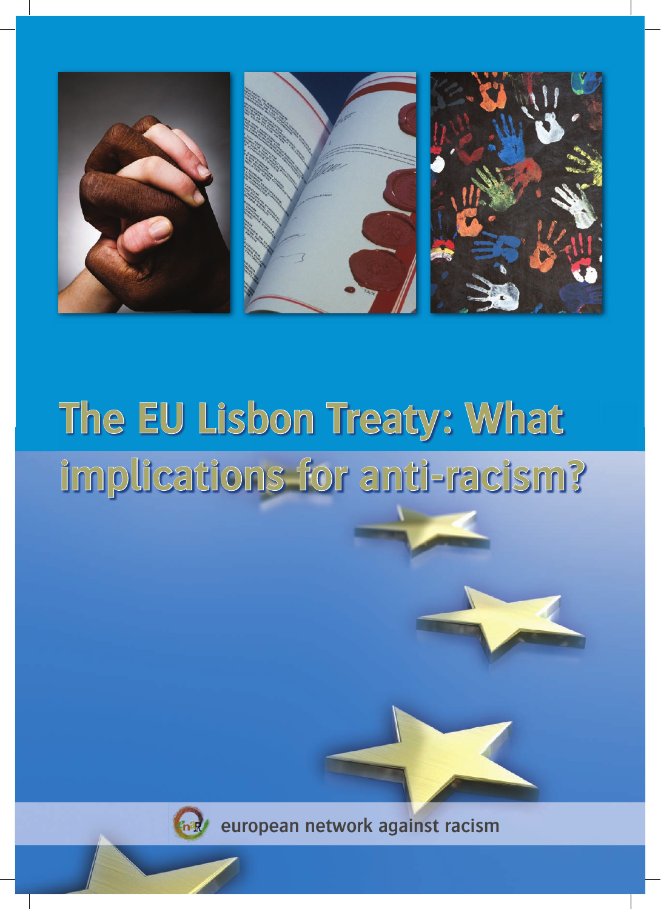# The EU Lisbon Treaty: What implications for anti-racism?

european network against racism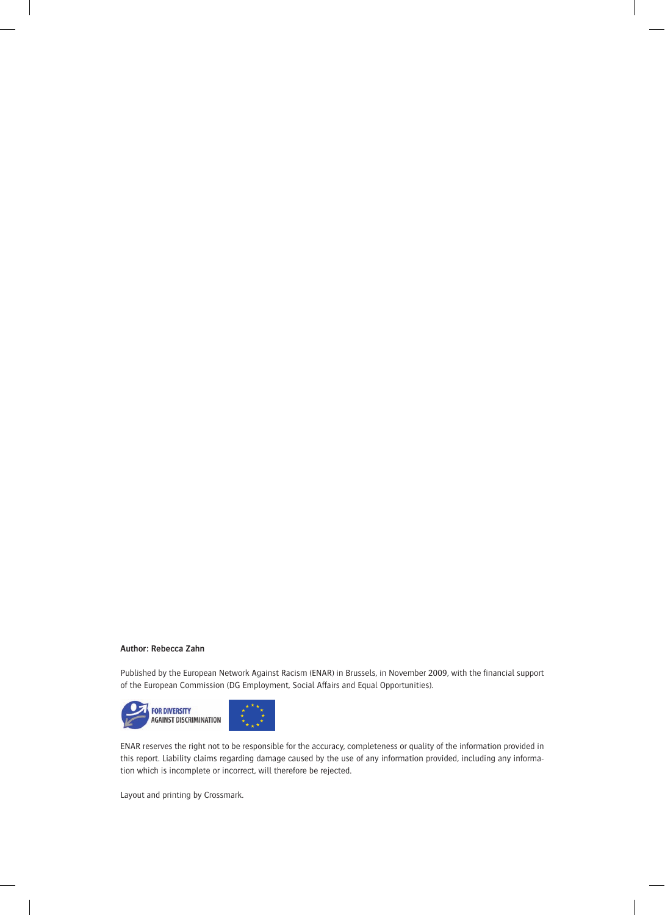**Author: Rebecca Zahn**

Published by the European Network Against Racism (ENAR) in Brussels, in November 2009, with the financial support of the European Commission (DG Employment, Social Affairs and Equal Opportunities).

FOR DIVERSITY
AGAINST DISCRIMINATION

ENAR reserves the right not to be responsible for the accuracy, completeness or quality of the information provided in this report. Liability claims regarding damage caused by the use of any information provided, including any information which is incomplete or incorrect, will therefore be rejected.

Layout and printing by Crossmark.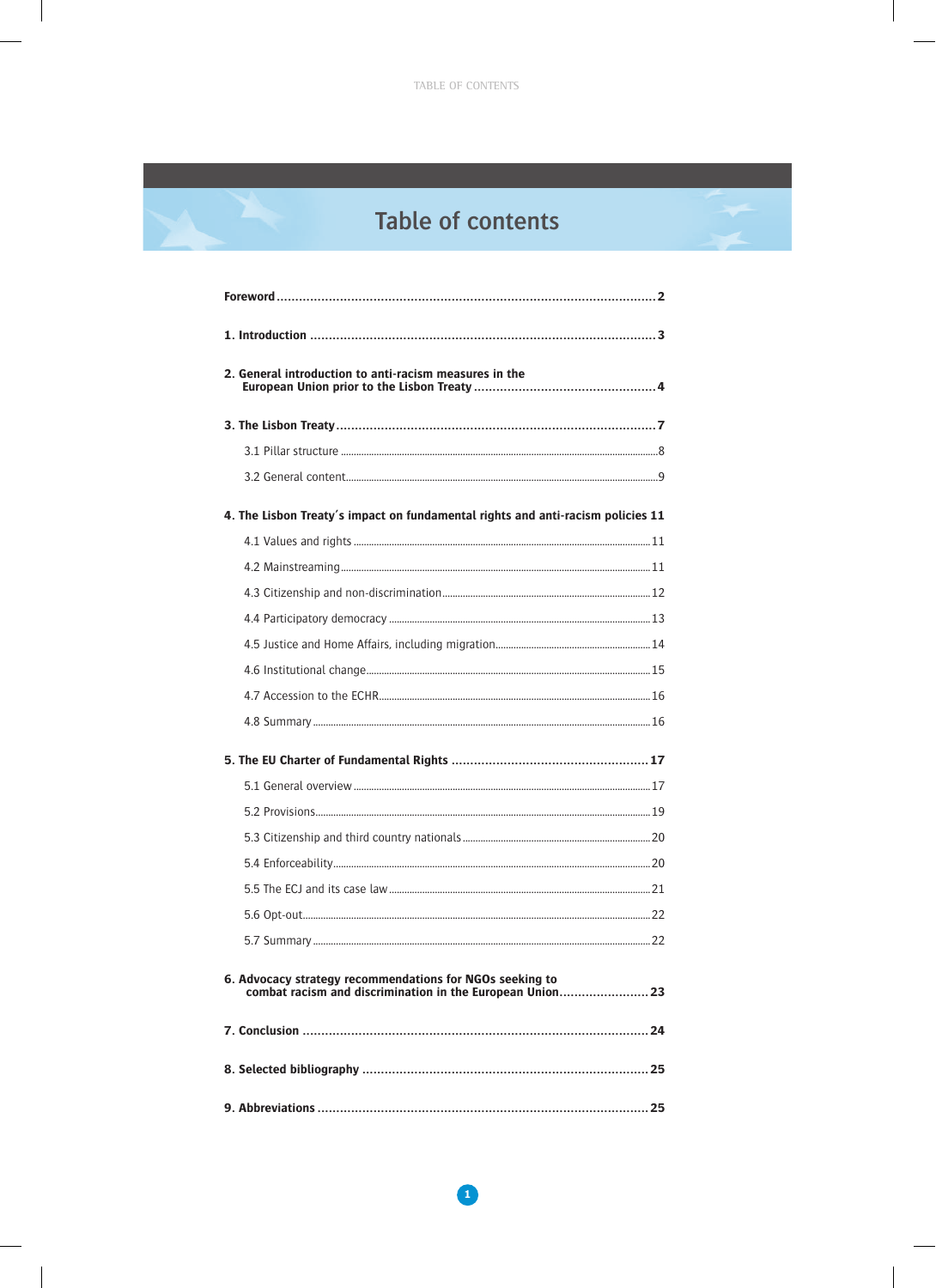# Table of contents

| | |
|---|---|
| **Foreword** | **2** |
| **1. Introduction** | **3** |
| **2. General introduction to anti-racism measures in the European Union prior to the Lisbon Treaty** | **4** |
| **3. The Lisbon Treaty** | **7** |
| 3.1 Pillar structure | 8 |
| 3.2 General content | 9 |
| **4. The Lisbon Treaty's impact on fundamental rights and anti-racism policies** | **11** |
| 4.1 Values and rights | 11 |
| 4.2 Mainstreaming | 11 |
| 4.3 Citizenship and non-discrimination | 12 |
| 4.4 Participatory democracy | 13 |
| 4.5 Justice and Home Affairs, including migration | 14 |
| 4.6 Institutional change | 15 |
| 4.7 Accession to the ECHR | 16 |
| 4.8 Summary | 16 |
| **5. The EU Charter of Fundamental Rights** | **17** |
| 5.1 General overview | 17 |
| 5.2 Provisions | 19 |
| 5.3 Citizenship and third country nationals | 20 |
| 5.4 Enforceability | 20 |
| 5.5 The ECJ and its case law | 21 |
| 5.6 Opt-out | 22 |
| 5.7 Summary | 22 |
| **6. Advocacy strategy recommendations for NGOs seeking to combat racism and discrimination in the European Union** | **23** |
| **7. Conclusion** | **24** |
| **8. Selected bibliography** | **25** |
| **9. Abbreviations** | **25** |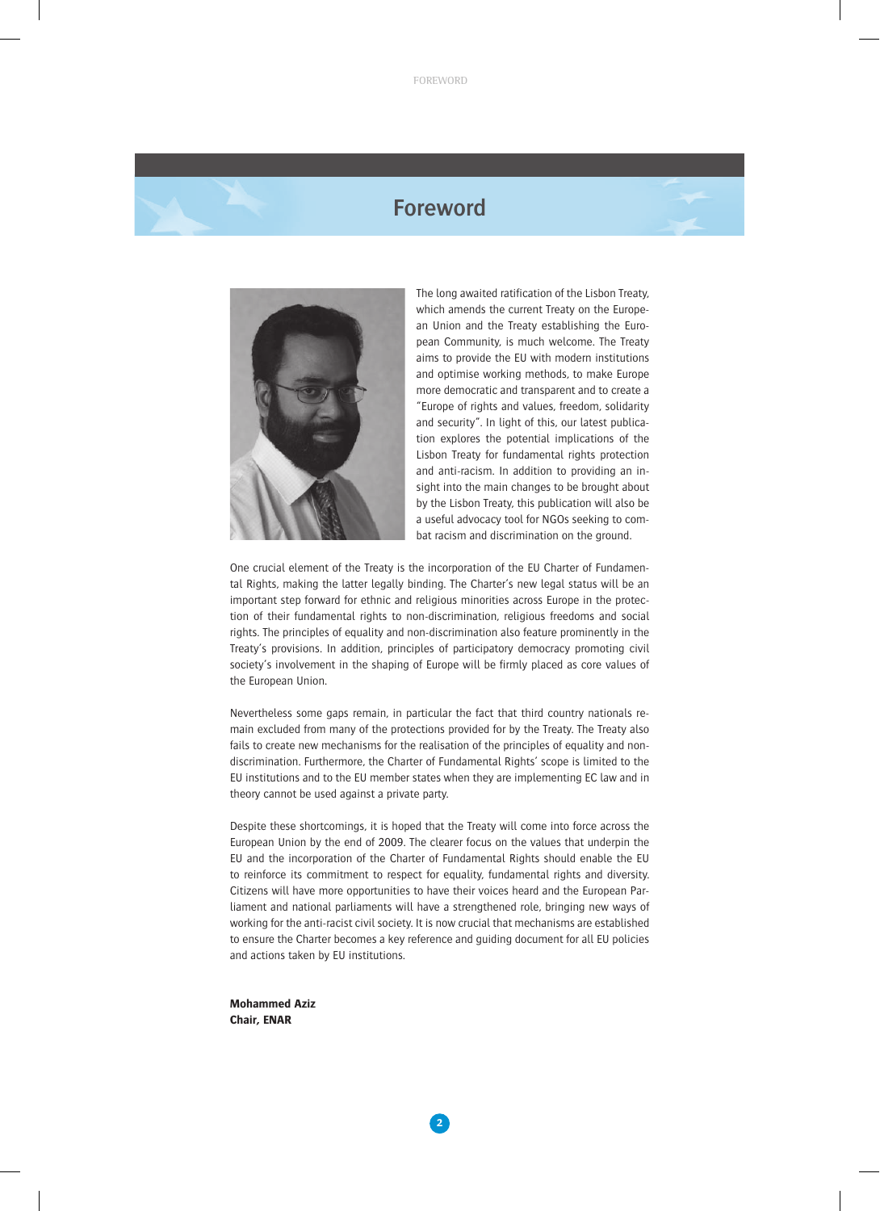# Foreword

The long awaited ratification of the Lisbon Treaty, which amends the current Treaty on the European Union and the Treaty establishing the European Community, is much welcome. The Treaty aims to provide the EU with modern institutions and optimise working methods, to make Europe more democratic and transparent and to create a "Europe of rights and values, freedom, solidarity and security". In light of this, our latest publication explores the potential implications of the Lisbon Treaty for fundamental rights protection and anti-racism. In addition to providing an insight into the main changes to be brought about by the Lisbon Treaty, this publication will also be a useful advocacy tool for NGOs seeking to combat racism and discrimination on the ground.

One crucial element of the Treaty is the incorporation of the EU Charter of Fundamental Rights, making the latter legally binding. The Charter's new legal status will be an important step forward for ethnic and religious minorities across Europe in the protection of their fundamental rights to non-discrimination, religious freedoms and social rights. The principles of equality and non-discrimination also feature prominently in the Treaty's provisions. In addition, principles of participatory democracy promoting civil society's involvement in the shaping of Europe will be firmly placed as core values of the European Union.

Nevertheless some gaps remain, in particular the fact that third country nationals remain excluded from many of the protections provided for by the Treaty. The Treaty also fails to create new mechanisms for the realisation of the principles of equality and non-discrimination. Furthermore, the Charter of Fundamental Rights' scope is limited to the EU institutions and to the EU member states when they are implementing EC law and in theory cannot be used against a private party.

Despite these shortcomings, it is hoped that the Treaty will come into force across the European Union by the end of 2009. The clearer focus on the values that underpin the EU and the incorporation of the Charter of Fundamental Rights should enable the EU to reinforce its commitment to respect for equality, fundamental rights and diversity. Citizens will have more opportunities to have their voices heard and the European Parliament and national parliaments will have a strengthened role, bringing new ways of working for the anti-racist civil society. It is now crucial that mechanisms are established to ensure the Charter becomes a key reference and guiding document for all EU policies and actions taken by EU institutions.

**Mohammed Aziz**
**Chair, ENAR**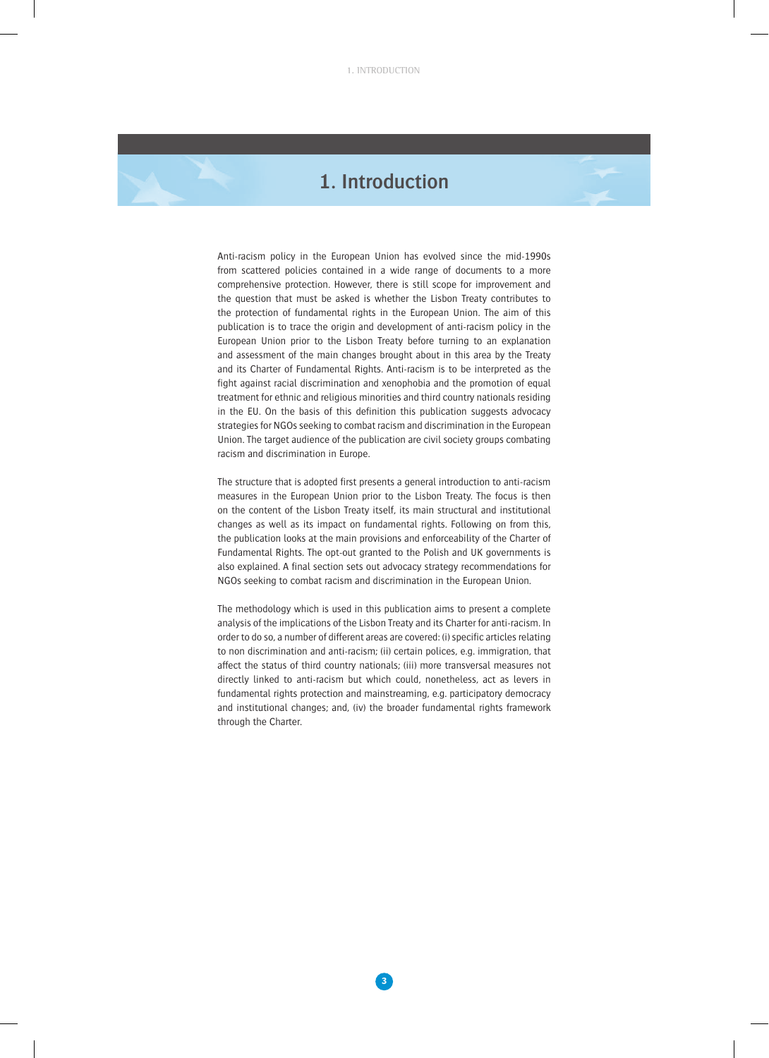# 1. Introduction

Anti-racism policy in the European Union has evolved since the mid-1990s from scattered policies contained in a wide range of documents to a more comprehensive protection. However, there is still scope for improvement and the question that must be asked is whether the Lisbon Treaty contributes to the protection of fundamental rights in the European Union. The aim of this publication is to trace the origin and development of anti-racism policy in the European Union prior to the Lisbon Treaty before turning to an explanation and assessment of the main changes brought about in this area by the Treaty and its Charter of Fundamental Rights. Anti-racism is to be interpreted as the fight against racial discrimination and xenophobia and the promotion of equal treatment for ethnic and religious minorities and third country nationals residing in the EU. On the basis of this definition this publication suggests advocacy strategies for NGOs seeking to combat racism and discrimination in the European Union. The target audience of the publication are civil society groups combating racism and discrimination in Europe.

The structure that is adopted first presents a general introduction to anti-racism measures in the European Union prior to the Lisbon Treaty. The focus is then on the content of the Lisbon Treaty itself, its main structural and institutional changes as well as its impact on fundamental rights. Following on from this, the publication looks at the main provisions and enforceability of the Charter of Fundamental Rights. The opt-out granted to the Polish and UK governments is also explained. A final section sets out advocacy strategy recommendations for NGOs seeking to combat racism and discrimination in the European Union.

The methodology which is used in this publication aims to present a complete analysis of the implications of the Lisbon Treaty and its Charter for anti-racism. In order to do so, a number of different areas are covered: (i) specific articles relating to non discrimination and anti-racism; (ii) certain polices, e.g. immigration, that affect the status of third country nationals; (iii) more transversal measures not directly linked to anti-racism but which could, nonetheless, act as levers in fundamental rights protection and mainstreaming, e.g. participatory democracy and institutional changes; and, (iv) the broader fundamental rights framework through the Charter.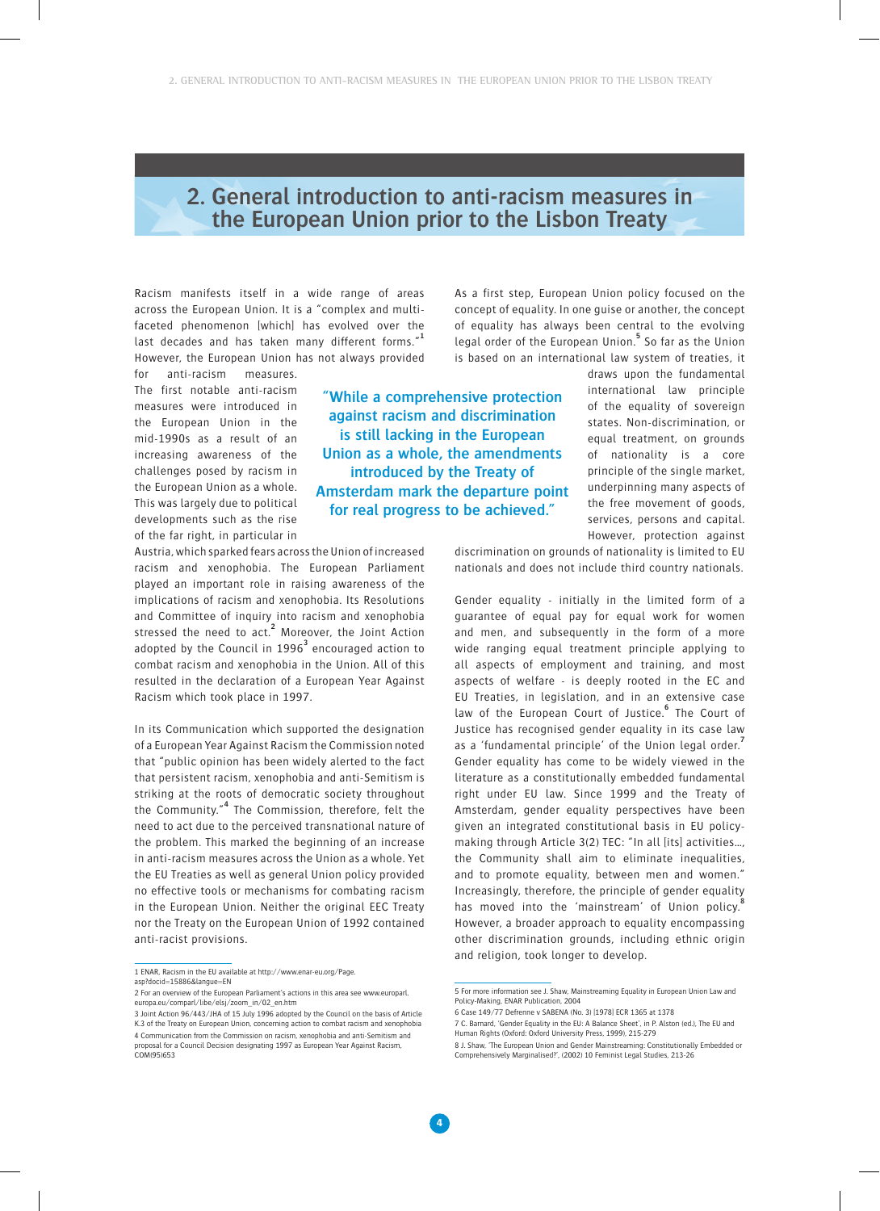## 2. General introduction to anti-racism measures in the European Union prior to the Lisbon Treaty

Racism manifests itself in a wide range of areas across the European Union. It is a "complex and multi-faceted phenomenon [which] has evolved over the last decades and has taken many different forms."[1] However, the European Union has not always provided for anti-racism measures. The first notable anti-racism measures were introduced in the European Union in the mid-1990s as a result of an increasing awareness of the challenges posed by racism in the European Union as a whole. This was largely due to political developments such as the rise of the far right, in particular in Austria, which sparked fears across the Union of increased racism and xenophobia. The European Parliament played an important role in raising awareness of the implications of racism and xenophobia. Its Resolutions and Committee of inquiry into racism and xenophobia stressed the need to act.[2] Moreover, the Joint Action adopted by the Council in 1996[3] encouraged action to combat racism and xenophobia in the Union. All of this resulted in the declaration of a European Year Against Racism which took place in 1997.

> "While a comprehensive protection against racism and discrimination is still lacking in the European Union as a whole, the amendments introduced by the Treaty of Amsterdam mark the departure point for real progress to be achieved."

In its Communication which supported the designation of a European Year Against Racism the Commission noted that "public opinion has been widely alerted to the fact that persistent racism, xenophobia and anti-Semitism is striking at the roots of democratic society throughout the Community."[4] The Commission, therefore, felt the need to act due to the perceived transnational nature of the problem. This marked the beginning of an increase in anti-racism measures across the Union as a whole. Yet the EU Treaties as well as general Union policy provided no effective tools or mechanisms for combating racism in the European Union. Neither the original EEC Treaty nor the Treaty on the European Union of 1992 contained anti-racist provisions.

As a first step, European Union policy focused on the concept of equality. In one guise or another, the concept of equality has always been central to the evolving legal order of the European Union.[5] So far as the Union is based on an international law system of treaties, it draws upon the fundamental international law principle of the equality of sovereign states. Non-discrimination, or equal treatment, on grounds of nationality is a core principle of the single market, underpinning many aspects of the free movement of goods, services, persons and capital. However, protection against discrimination on grounds of nationality is limited to EU nationals and does not include third country nationals.

Gender equality - initially in the limited form of a guarantee of equal pay for equal work for women and men, and subsequently in the form of a more wide ranging equal treatment principle applying to all aspects of employment and training, and most aspects of welfare - is deeply rooted in the EC and EU Treaties, in legislation, and in an extensive case law of the European Court of Justice.[6] The Court of Justice has recognised gender equality in its case law as a 'fundamental principle' of the Union legal order.[7] Gender equality has come to be widely viewed in the literature as a constitutionally embedded fundamental right under EU law. Since 1999 and the Treaty of Amsterdam, gender equality perspectives have been given an integrated constitutional basis in EU policy-making through Article 3(2) TEC: "In all [its] activities…, the Community shall aim to eliminate inequalities, and to promote equality, between men and women." Increasingly, therefore, the principle of gender equality has moved into the 'mainstream' of Union policy.[8] However, a broader approach to equality encompassing other discrimination grounds, including ethnic origin and religion, took longer to develop.

---

1 ENAR, Racism in the EU available at http://www.enar-eu.org/Page.asp?docid=15886&langue=EN

2 For an overview of the European Parliament's actions in this area see www.europarl.europa.eu/comparl/libe/elsj/zoom_in/02_en.htm

3 Joint Action 96/443/JHA of 15 July 1996 adopted by the Council on the basis of Article K.3 of the Treaty on European Union, concerning action to combat racism and xenophobia

4 Communication from the Commission on racism, xenophobia and anti-Semitism and proposal for a Council Decision designating 1997 as European Year Against Racism, COM(95)653

5 For more information see J. Shaw, Mainstreaming Equality in European Union Law and Policy-Making, ENAR Publication, 2004

6 Case 149/77 Defrenne v SABENA (No. 3) [1978] ECR 1365 at 1378

7 C. Barnard, 'Gender Equality in the EU: A Balance Sheet', in P. Alston (ed.), The EU and Human Rights (Oxford: Oxford University Press, 1999), 215-279

8 J. Shaw, 'The European Union and Gender Mainstreaming: Constitutionally Embedded or Comprehensively Marginalised?', (2002) 10 Feminist Legal Studies, 213-26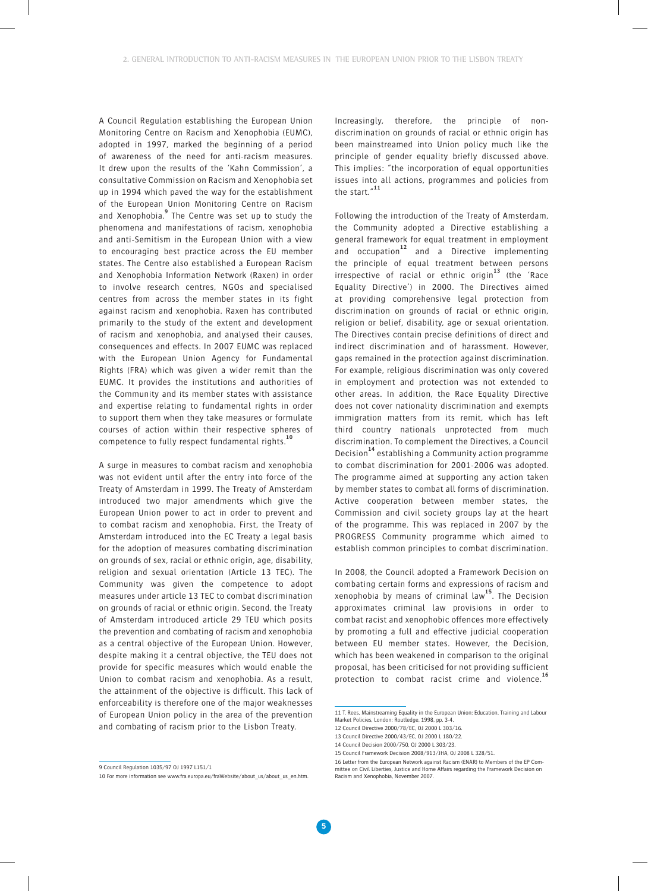A Council Regulation establishing the European Union Monitoring Centre on Racism and Xenophobia (EUMC), adopted in 1997, marked the beginning of a period of awareness of the need for anti-racism measures. It drew upon the results of the 'Kahn Commission', a consultative Commission on Racism and Xenophobia set up in 1994 which paved the way for the establishment of the European Union Monitoring Centre on Racism and Xenophobia.[9] The Centre was set up to study the phenomena and manifestations of racism, xenophobia and anti-Semitism in the European Union with a view to encouraging best practice across the EU member states. The Centre also established a European Racism and Xenophobia Information Network (Raxen) in order to involve research centres, NGOs and specialised centres from across the member states in its fight against racism and xenophobia. Raxen has contributed primarily to the study of the extent and development of racism and xenophobia, and analysed their causes, consequences and effects. In 2007 EUMC was replaced with the European Union Agency for Fundamental Rights (FRA) which was given a wider remit than the EUMC. It provides the institutions and authorities of the Community and its member states with assistance and expertise relating to fundamental rights in order to support them when they take measures or formulate courses of action within their respective spheres of competence to fully respect fundamental rights.[10]

A surge in measures to combat racism and xenophobia was not evident until after the entry into force of the Treaty of Amsterdam in 1999. The Treaty of Amsterdam introduced two major amendments which give the European Union power to act in order to prevent and to combat racism and xenophobia. First, the Treaty of Amsterdam introduced into the EC Treaty a legal basis for the adoption of measures combating discrimination on grounds of sex, racial or ethnic origin, age, disability, religion and sexual orientation (Article 13 TEC). The Community was given the competence to adopt measures under article 13 TEC to combat discrimination on grounds of racial or ethnic origin. Second, the Treaty of Amsterdam introduced article 29 TEU which posits the prevention and combating of racism and xenophobia as a central objective of the European Union. However, despite making it a central objective, the TEU does not provide for specific measures which would enable the Union to combat racism and xenophobia. As a result, the attainment of the objective is difficult. This lack of enforceability is therefore one of the major weaknesses of European Union policy in the area of the prevention and combating of racism prior to the Lisbon Treaty.

Increasingly, therefore, the principle of non-discrimination on grounds of racial or ethnic origin has been mainstreamed into Union policy much like the principle of gender equality briefly discussed above. This implies: "the incorporation of equal opportunities issues into all actions, programmes and policies from the start."[11]

Following the introduction of the Treaty of Amsterdam, the Community adopted a Directive establishing a general framework for equal treatment in employment and occupation[12] and a Directive implementing the principle of equal treatment between persons irrespective of racial or ethnic origin[13] (the 'Race Equality Directive') in 2000. The Directives aimed at providing comprehensive legal protection from discrimination on grounds of racial or ethnic origin, religion or belief, disability, age or sexual orientation. The Directives contain precise definitions of direct and indirect discrimination and of harassment. However, gaps remained in the protection against discrimination. For example, religious discrimination was only covered in employment and protection was not extended to other areas. In addition, the Race Equality Directive does not cover nationality discrimination and exempts immigration matters from its remit, which has left third country nationals unprotected from much discrimination. To complement the Directives, a Council Decision[14] establishing a Community action programme to combat discrimination for 2001-2006 was adopted. The programme aimed at supporting any action taken by member states to combat all forms of discrimination. Active cooperation between member states, the Commission and civil society groups lay at the heart of the programme. This was replaced in 2007 by the PROGRESS Community programme which aimed to establish common principles to combat discrimination.

In 2008, the Council adopted a Framework Decision on combating certain forms and expressions of racism and xenophobia by means of criminal law[15]. The Decision approximates criminal law provisions in order to combat racist and xenophobic offences more effectively by promoting a full and effective judicial cooperation between EU member states. However, the Decision, which has been weakened in comparison to the original proposal, has been criticised for not providing sufficient protection to combat racist crime and violence.[16]

---

9 Council Regulation 1035/97 OJ 1997 L151/1

10 For more information see www.fra.europa.eu/fraWebsite/about_us/about_us_en.htm.

11 T. Rees, Mainstreaming Equality in the European Union: Education, Training and Labour Market Policies, London: Routledge, 1998, pp. 3-4.

12 Council Directive 2000/78/EC, OJ 2000 L 303/16.

13 Council Directive 2000/43/EC, OJ 2000 L 180/22.

14 Council Decision 2000/750, OJ 2000 L 303/23.

15 Council Framework Decision 2008/913/JHA, OJ 2008 L 328/51.

16 Letter from the European Network against Racism (ENAR) to Members of the EP Committee on Civil Liberties, Justice and Home Affairs regarding the Framework Decision on Racism and Xenophobia, November 2007.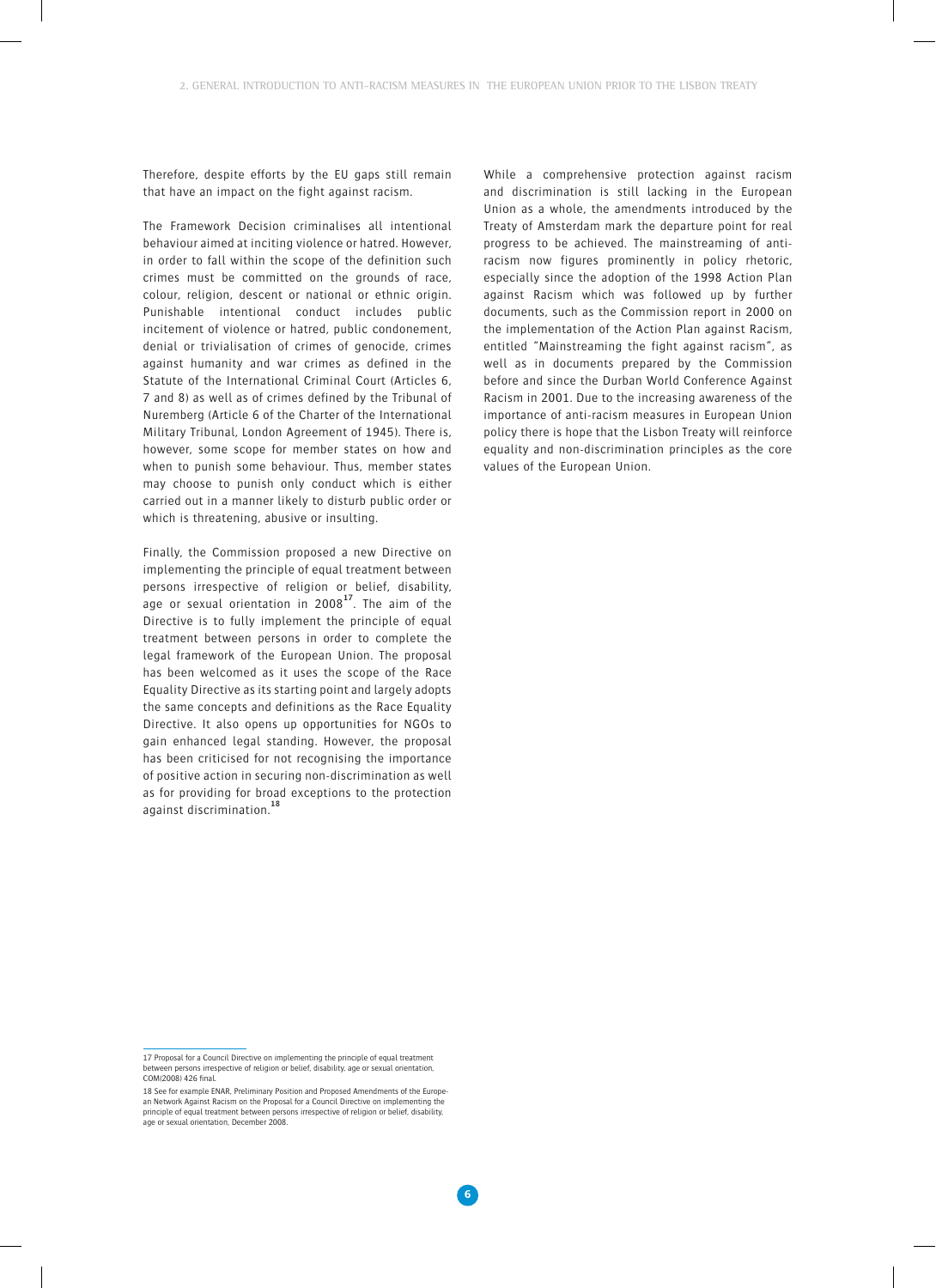Therefore, despite efforts by the EU gaps still remain that have an impact on the fight against racism.

The Framework Decision criminalises all intentional behaviour aimed at inciting violence or hatred. However, in order to fall within the scope of the definition such crimes must be committed on the grounds of race, colour, religion, descent or national or ethnic origin. Punishable intentional conduct includes public incitement of violence or hatred, public condonement, denial or trivialisation of crimes of genocide, crimes against humanity and war crimes as defined in the Statute of the International Criminal Court (Articles 6, 7 and 8) as well as of crimes defined by the Tribunal of Nuremberg (Article 6 of the Charter of the International Military Tribunal, London Agreement of 1945). There is, however, some scope for member states on how and when to punish some behaviour. Thus, member states may choose to punish only conduct which is either carried out in a manner likely to disturb public order or which is threatening, abusive or insulting.

Finally, the Commission proposed a new Directive on implementing the principle of equal treatment between persons irrespective of religion or belief, disability, age or sexual orientation in 2008[17]. The aim of the Directive is to fully implement the principle of equal treatment between persons in order to complete the legal framework of the European Union. The proposal has been welcomed as it uses the scope of the Race Equality Directive as its starting point and largely adopts the same concepts and definitions as the Race Equality Directive. It also opens up opportunities for NGOs to gain enhanced legal standing. However, the proposal has been criticised for not recognising the importance of positive action in securing non-discrimination as well as for providing for broad exceptions to the protection against discrimination.[18]

While a comprehensive protection against racism and discrimination is still lacking in the European Union as a whole, the amendments introduced by the Treaty of Amsterdam mark the departure point for real progress to be achieved. The mainstreaming of anti-racism now figures prominently in policy rhetoric, especially since the adoption of the 1998 Action Plan against Racism which was followed up by further documents, such as the Commission report in 2000 on the implementation of the Action Plan against Racism, entitled "Mainstreaming the fight against racism", as well as in documents prepared by the Commission before and since the Durban World Conference Against Racism in 2001. Due to the increasing awareness of the importance of anti-racism measures in European Union policy there is hope that the Lisbon Treaty will reinforce equality and non-discrimination principles as the core values of the European Union.

---

17 Proposal for a Council Directive on implementing the principle of equal treatment between persons irrespective of religion or belief, disability, age or sexual orientation, COM(2008) 426 final.

18 See for example ENAR, Preliminary Position and Proposed Amendments of the European Network Against Racism on the Proposal for a Council Directive on implementing the principle of equal treatment between persons irrespective of religion or belief, disability, age or sexual orientation, December 2008.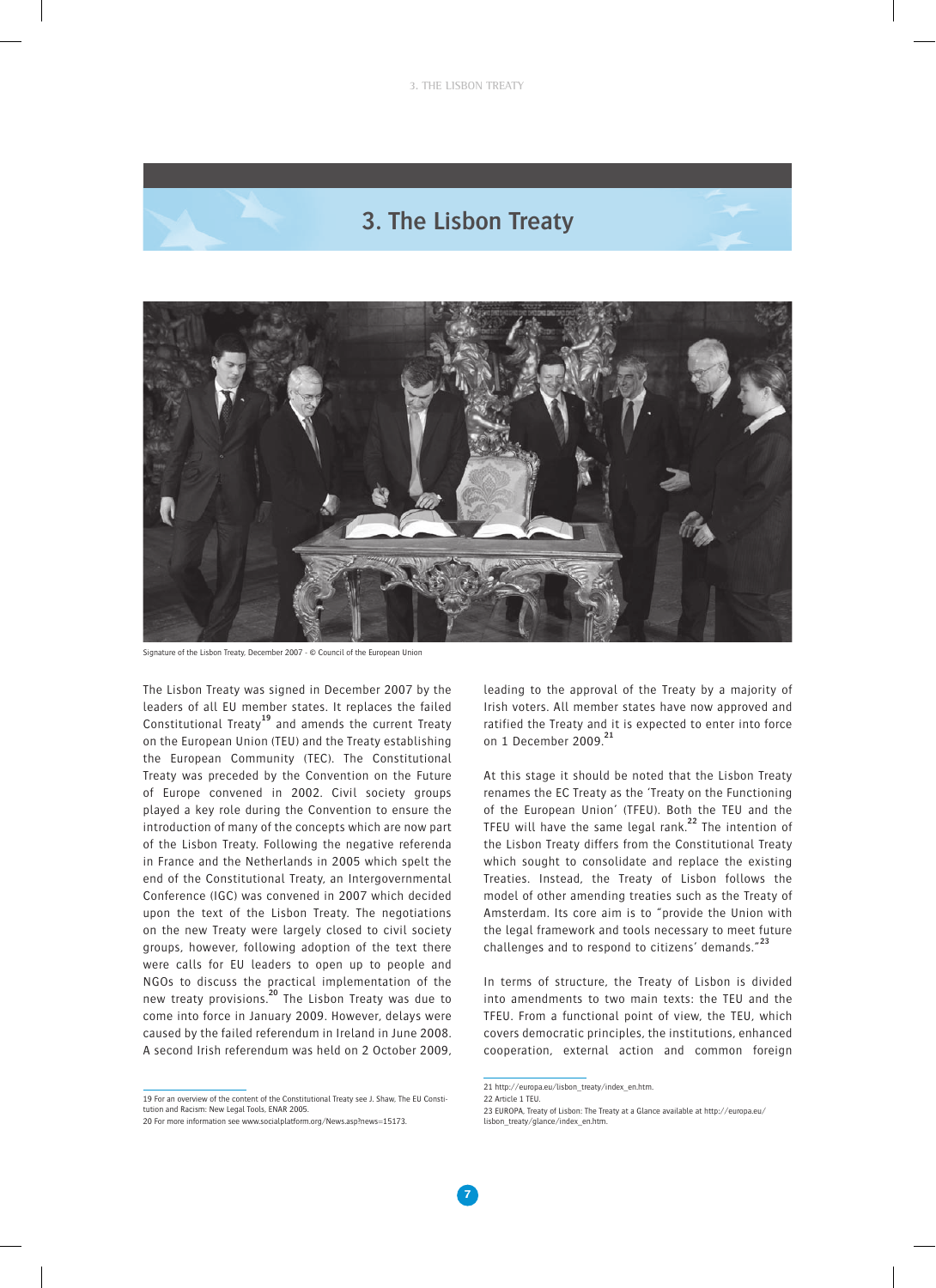# 3. The Lisbon Treaty

Signature of the Lisbon Treaty. December 2007 - © Council of the European Union

The Lisbon Treaty was signed in December 2007 by the leaders of all EU member states. It replaces the failed Constitutional Treaty[19] and amends the current Treaty on the European Union (TEU) and the Treaty establishing the European Community (TEC). The Constitutional Treaty was preceded by the Convention on the Future of Europe convened in 2002. Civil society groups played a key role during the Convention to ensure the introduction of many of the concepts which are now part of the Lisbon Treaty. Following the negative referenda in France and the Netherlands in 2005 which spelt the end of the Constitutional Treaty, an Intergovernmental Conference (IGC) was convened in 2007 which decided upon the text of the Lisbon Treaty. The negotiations on the new Treaty were largely closed to civil society groups, however, following adoption of the text there were calls for EU leaders to open up to people and NGOs to discuss the practical implementation of the new treaty provisions.[20] The Lisbon Treaty was due to come into force in January 2009. However, delays were caused by the failed referendum in Ireland in June 2008. A second Irish referendum was held on 2 October 2009, leading to the approval of the Treaty by a majority of Irish voters. All member states have now approved and ratified the Treaty and it is expected to enter into force on 1 December 2009.[21]

At this stage it should be noted that the Lisbon Treaty renames the EC Treaty as the 'Treaty on the Functioning of the European Union' (TFEU). Both the TEU and the TFEU will have the same legal rank.[22] The intention of the Lisbon Treaty differs from the Constitutional Treaty which sought to consolidate and replace the existing Treaties. Instead, the Treaty of Lisbon follows the model of other amending treaties such as the Treaty of Amsterdam. Its core aim is to "provide the Union with the legal framework and tools necessary to meet future challenges and to respond to citizens' demands."[23]

In terms of structure, the Treaty of Lisbon is divided into amendments to two main texts: the TEU and the TFEU. From a functional point of view, the TEU, which covers democratic principles, the institutions, enhanced cooperation, external action and common foreign

---

19 For an overview of the content of the Constitutional Treaty see J. Shaw, The EU Constitution and Racism: New Legal Tools, ENAR 2005.

20 For more information see www.socialplatform.org/News.asp?news=15173.

21 http://europa.eu/lisbon_treaty/index_en.htm.

22 Article 1 TEU.

23 EUROPA, Treaty of Lisbon: The Treaty at a Glance available at http://europa.eu/lisbon_treaty/glance/index_en.htm.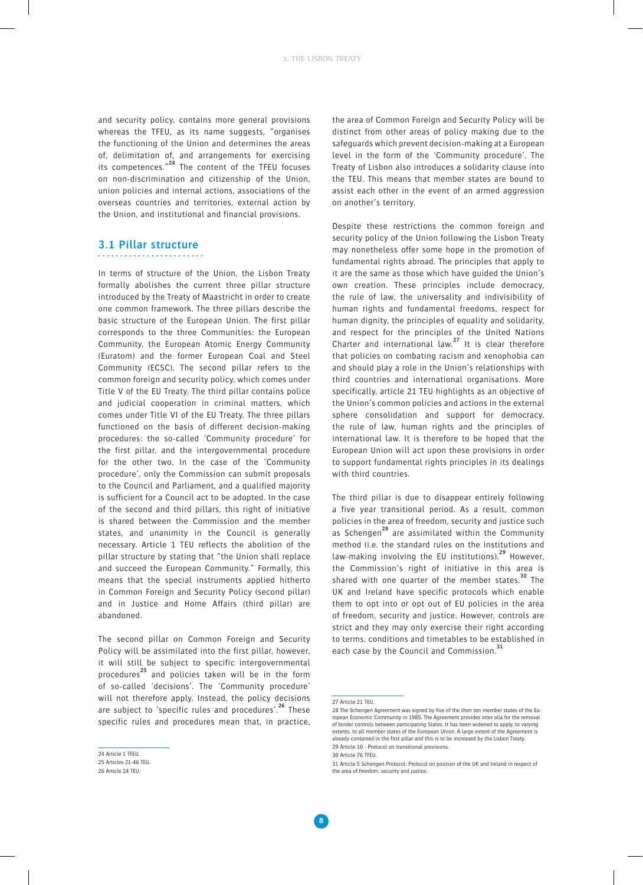and security policy, contains more general provisions whereas the TFEU, as its name suggests, "organises the functioning of the Union and determines the areas of, delimitation of, and arrangements for exercising its competences."[24] The content of the TFEU focuses on non-discrimination and citizenship of the Union, union policies and internal actions, associations of the overseas countries and territories, external action by the Union, and institutional and financial provisions.

## 3.1 Pillar structure

In terms of structure of the Union, the Lisbon Treaty formally abolishes the current three pillar structure introduced by the Treaty of Maastricht in order to create one common framework. The three pillars describe the basic structure of the European Union. The first pillar corresponds to the three Communities: the European Community, the European Atomic Energy Community (Euratom) and the former European Coal and Steel Community (ECSC). The second pillar refers to the common foreign and security policy, which comes under Title V of the EU Treaty. The third pillar contains police and judicial cooperation in criminal matters, which comes under Title VI of the EU Treaty. The three pillars functioned on the basis of different decision-making procedures: the so-called 'Community procedure' for the first pillar, and the intergovernmental procedure for the other two. In the case of the 'Community procedure', only the Commission can submit proposals to the Council and Parliament, and a qualified majority is sufficient for a Council act to be adopted. In the case of the second and third pillars, this right of initiative is shared between the Commission and the member states, and unanimity in the Council is generally necessary. Article 1 TEU reflects the abolition of the pillar structure by stating that "the Union shall replace and succeed the European Community." Formally, this means that the special instruments applied hitherto in Common Foreign and Security Policy (second pillar) and in Justice and Home Affairs (third pillar) are abandoned.

The second pillar on Common Foreign and Security Policy will be assimilated into the first pillar, however, it will still be subject to specific intergovernmental procedures[25] and policies taken will be in the form of so-called 'decisions'. The 'Community procedure' will not therefore apply. Instead, the policy decisions are subject to 'specific rules and procedures'.[26] These specific rules and procedures mean that, in practice, the area of Common Foreign and Security Policy will be distinct from other areas of policy making due to the safeguards which prevent decision-making at a European level in the form of the 'Community procedure'. The Treaty of Lisbon also introduces a solidarity clause into the TEU. This means that member states are bound to assist each other in the event of an armed aggression on another's territory.

Despite these restrictions the common foreign and security policy of the Union following the Lisbon Treaty may nonetheless offer some hope in the promotion of fundamental rights abroad. The principles that apply to it are the same as those which have guided the Union's own creation. These principles include democracy, the rule of law, the universality and indivisibility of human rights and fundamental freedoms, respect for human dignity, the principles of equality and solidarity, and respect for the principles of the United Nations Charter and international law.[27] It is clear therefore that policies on combating racism and xenophobia can and should play a role in the Union's relationships with third countries and international organisations. More specifically, article 21 TEU highlights as an objective of the Union's common policies and actions in the external sphere consolidation and support for democracy, the rule of law, human rights and the principles of international law. It is therefore to be hoped that the European Union will act upon these provisions in order to support fundamental rights principles in its dealings with third countries.

The third pillar is due to disappear entirely following a five year transitional period. As a result, common policies in the area of freedom, security and justice such as Schengen[28] are assimilated within the Community method (i.e. the standard rules on the institutions and law-making involving the EU institutions).[29] However, the Commission's right of initiative in this area is shared with one quarter of the member states.[30] The UK and Ireland have specific protocols which enable them to opt into or opt out of EU policies in the area of freedom, security and justice. However, controls are strict and they may only exercise their right according to terms, conditions and timetables to be established in each case by the Council and Commission.[31]

---

24 Article 1 TFEU.

25 Articles 21-46 TEU.

26 Article 24 TEU.

27 Article 21 TEU.

28 The Schengen Agreement was signed by five of the then ten member states of the European Economic Community in 1985. The Agreement provides inter alia for the removal of border controls between participating States. It has been widened to apply, to varying extents, to all member states of the European Union. A large extent of the Agreement is already contained in the first pillar and this is to be increased by the Lisbon Treaty.

29 Article 10 - Protocol on transitional provisions.

30 Article 76 TFEU.

31 Article 5 Schengen Protocol; Protocol on position of the UK and Ireland in respect of the area of freedom, security and justice.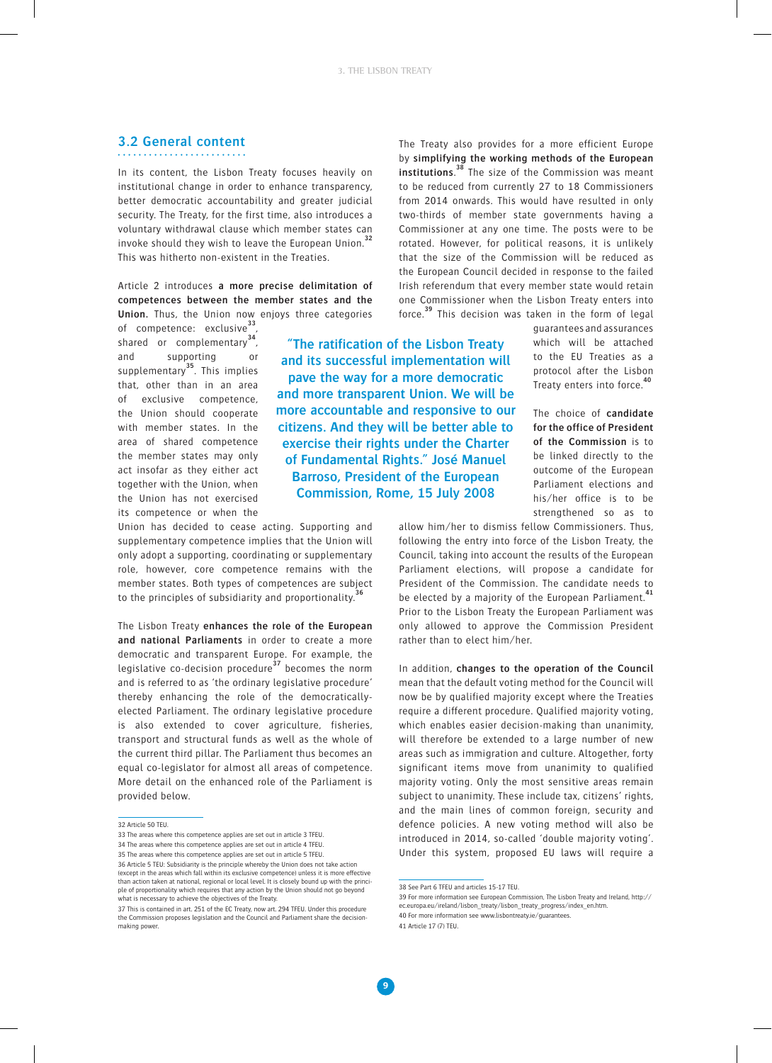## 3.2 General content

In its content, the Lisbon Treaty focuses heavily on institutional change in order to enhance transparency, better democratic accountability and greater judicial security. The Treaty, for the first time, also introduces a voluntary withdrawal clause which member states can invoke should they wish to leave the European Union.[32] This was hitherto non-existent in the Treaties.

Article 2 introduces **a more precise delimitation of competences between the member states and the Union**. Thus, the Union now enjoys three categories of competence: exclusive[33], shared or complementary[34], and supporting or supplementary[35]. This implies that, other than in an area of exclusive competence, the Union should cooperate with member states. In the area of shared competence the member states may only act insofar as they either act together with the Union, when the Union has not exercised its competence or when the Union has decided to cease acting. Supporting and supplementary competence implies that the Union will only adopt a supporting, coordinating or supplementary role, however, core competence remains with the member states. Both types of competences are subject to the principles of subsidiarity and proportionality.[36]

> "The ratification of the Lisbon Treaty and its successful implementation will pave the way for a more democratic and more transparent Union. We will be more accountable and responsive to our citizens. And they will be better able to exercise their rights under the Charter of Fundamental Rights." José Manuel Barroso, President of the European Commission, Rome, 15 July 2008

The Lisbon Treaty **enhances the role of the European and national Parliaments** in order to create a more democratic and transparent Europe. For example, the legislative co-decision procedure[37] becomes the norm and is referred to as 'the ordinary legislative procedure' thereby enhancing the role of the democratically-elected Parliament. The ordinary legislative procedure is also extended to cover agriculture, fisheries, transport and structural funds as well as the whole of the current third pillar. The Parliament thus becomes an equal co-legislator for almost all areas of competence. More detail on the enhanced role of the Parliament is provided below.

The Treaty also provides for a more efficient Europe by **simplifying the working methods of the European institutions**.[38] The size of the Commission was meant to be reduced from currently 27 to 18 Commissioners from 2014 onwards. This would have resulted in only two-thirds of member state governments having a Commissioner at any one time. The posts were to be rotated. However, for political reasons, it is unlikely that the size of the Commission will be reduced as the European Council decided in response to the failed Irish referendum that every member state would retain one Commissioner when the Lisbon Treaty enters into force.[39] This decision was taken in the form of legal guarantees and assurances which will be attached to the EU Treaties as a protocol after the Lisbon Treaty enters into force.[40]

The choice of **candidate for the office of President of the Commission** is to be linked directly to the outcome of the European Parliament elections and his/her office is to be strengthened so as to allow him/her to dismiss fellow Commissioners. Thus, following the entry into force of the Lisbon Treaty, the Council, taking into account the results of the European Parliament elections, will propose a candidate for President of the Commission. The candidate needs to be elected by a majority of the European Parliament.[41] Prior to the Lisbon Treaty the European Parliament was only allowed to approve the Commission President rather than to elect him/her.

In addition, **changes to the operation of the Council** mean that the default voting method for the Council will now be by qualified majority except where the Treaties require a different procedure. Qualified majority voting, which enables easier decision-making than unanimity, will therefore be extended to a large number of new areas such as immigration and culture. Altogether, forty significant items move from unanimity to qualified majority voting. Only the most sensitive areas remain subject to unanimity. These include tax, citizens' rights, and the main lines of common foreign, security and defence policies. A new voting method will also be introduced in 2014, so-called 'double majority voting'. Under this system, proposed EU laws will require a

---

32 Article 50 TEU.

33 The areas where this competence applies are set out in article 3 TFEU.

34 The areas where this competence applies are set out in article 4 TFEU.

35 The areas where this competence applies are set out in article 5 TFEU.

36 Article 5 TEU: Subsidiarity is the principle whereby the Union does not take action (except in the areas which fall within its exclusive competence) unless it is more effective than action taken at national, regional or local level. It is closely bound up with the principle of proportionality which requires that any action by the Union should not go beyond what is necessary to achieve the objectives of the Treaty.

37 This is contained in art. 251 of the EC Treaty, now art. 294 TFEU. Under this procedure the Commission proposes legislation and the Council and Parliament share the decision-making power.

38 See Part 6 TFEU and articles 15-17 TEU.

39 For more information see European Commission, The Lisbon Treaty and Ireland, http://ec.europa.eu/ireland/lisbon_treaty/lisbon_treaty_progress/index_en.htm.

40 For more information see www.lisbontreaty.ie/guarantees.

41 Article 17 (7) TEU.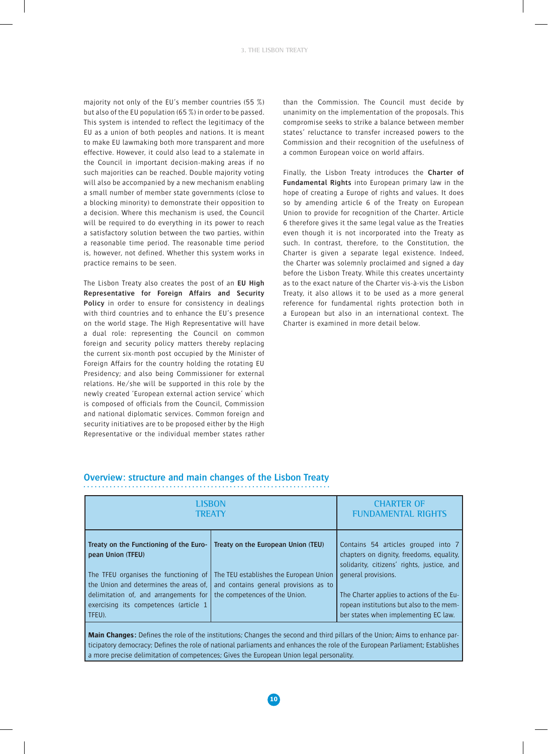majority not only of the EU's member countries (55 %) but also of the EU population (65 %) in order to be passed. This system is intended to reflect the legitimacy of the EU as a union of both peoples and nations. It is meant to make EU lawmaking both more transparent and more effective. However, it could also lead to a stalemate in the Council in important decision-making areas if no such majorities can be reached. Double majority voting will also be accompanied by a new mechanism enabling a small number of member state governments (close to a blocking minority) to demonstrate their opposition to a decision. Where this mechanism is used, the Council will be required to do everything in its power to reach a satisfactory solution between the two parties, within a reasonable time period. The reasonable time period is, however, not defined. Whether this system works in practice remains to be seen.

The Lisbon Treaty also creates the post of an **EU High Representative for Foreign Affairs and Security Policy** in order to ensure for consistency in dealings with third countries and to enhance the EU's presence on the world stage. The High Representative will have a dual role: representing the Council on common foreign and security policy matters thereby replacing the current six-month post occupied by the Minister of Foreign Affairs for the country holding the rotating EU Presidency; and also being Commissioner for external relations. He/she will be supported in this role by the newly created 'European external action service' which is composed of officials from the Council, Commission and national diplomatic services. Common foreign and security initiatives are to be proposed either by the High Representative or the individual member states rather than the Commission. The Council must decide by unanimity on the implementation of the proposals. This compromise seeks to strike a balance between member states' reluctance to transfer increased powers to the Commission and their recognition of the usefulness of a common European voice on world affairs.

Finally, the Lisbon Treaty introduces the **Charter of Fundamental Rights** into European primary law in the hope of creating a Europe of rights and values. It does so by amending article 6 of the Treaty on European Union to provide for recognition of the Charter. Article 6 therefore gives it the same legal value as the Treaties even though it is not incorporated into the Treaty as such. In contrast, therefore, to the Constitution, the Charter is given a separate legal existence. Indeed, the Charter was solemnly proclaimed and signed a day before the Lisbon Treaty. While this creates uncertainty as to the exact nature of the Charter vis-à-vis the Lisbon Treaty, it also allows it to be used as a more general reference for fundamental rights protection both in a European but also in an international context. The Charter is examined in more detail below.

## Overview: structure and main changes of the Lisbon Treaty

| LISBON TREATY | | CHARTER OF FUNDAMENTAL RIGHTS |
|---|---|---|
| **Treaty on the Functioning of the European Union (TFEU)**<br><br>The TFEU organises the functioning of the Union and determines the areas of, delimitation of, and arrangements for exercising its competences (article 1 TFEU). | **Treaty on the European Union (TEU)**<br><br>The TEU establishes the European Union and contains general provisions as to the competences of the Union. | Contains 54 articles grouped into 7 chapters on dignity, freedoms, equality, solidarity, citizens' rights, justice, and general provisions.<br><br>The Charter applies to actions of the European institutions but also to the member states when implementing EC law. |
| **Main Changes:** Defines the role of the institutions; Changes the second and third pillars of the Union; Aims to enhance participatory democracy; Defines the role of national parliaments and enhances the role of the European Parliament; Establishes a more precise delimitation of competences; Gives the European Union legal personality. | | |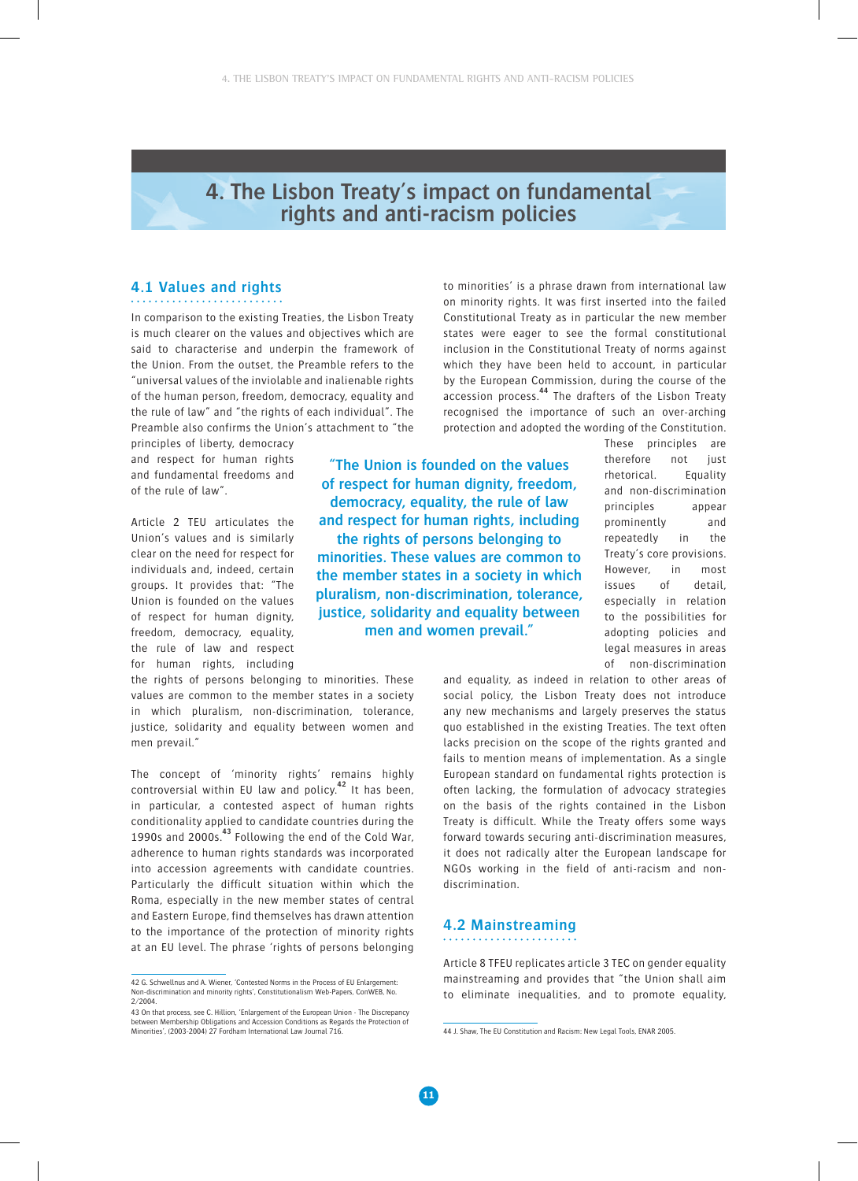# 4. The Lisbon Treaty's impact on fundamental rights and anti-racism policies

## 4.1 Values and rights

In comparison to the existing Treaties, the Lisbon Treaty is much clearer on the values and objectives which are said to characterise and underpin the framework of the Union. From the outset, the Preamble refers to the "universal values of the inviolable and inalienable rights of the human person, freedom, democracy, equality and the rule of law" and "the rights of each individual". The Preamble also confirms the Union's attachment to "the principles of liberty, democracy and respect for human rights and fundamental freedoms and of the rule of law".

Article 2 TEU articulates the Union's values and is similarly clear on the need for respect for individuals and, indeed, certain groups. It provides that: "The Union is founded on the values of respect for human dignity, freedom, democracy, equality, the rule of law and respect for human rights, including the rights of persons belonging to minorities. These values are common to the member states in a society in which pluralism, non-discrimination, tolerance, justice, solidarity and equality between women and men prevail."

> "The Union is founded on the values of respect for human dignity, freedom, democracy, equality, the rule of law and respect for human rights, including the rights of persons belonging to minorities. These values are common to the member states in a society in which pluralism, non-discrimination, tolerance, justice, solidarity and equality between men and women prevail."

The concept of 'minority rights' remains highly controversial within EU law and policy.[42] It has been, in particular, a contested aspect of human rights conditionality applied to candidate countries during the 1990s and 2000s.[43] Following the end of the Cold War, adherence to human rights standards was incorporated into accession agreements with candidate countries. Particularly the difficult situation within which the Roma, especially in the new member states of central and Eastern Europe, find themselves has drawn attention to the importance of the protection of minority rights at an EU level. The phrase 'rights of persons belonging to minorities' is a phrase drawn from international law on minority rights. It was first inserted into the failed Constitutional Treaty as in particular the new member states were eager to see the formal constitutional inclusion in the Constitutional Treaty of norms against which they have been held to account, in particular by the European Commission, during the course of the accession process.[44] The drafters of the Lisbon Treaty recognised the importance of such an over-arching protection and adopted the wording of the Constitution.

These principles are therefore not just rhetorical. Equality and non-discrimination principles appear prominently and repeatedly in the Treaty's core provisions. However, in most issues of detail, especially in relation to the possibilities for adopting policies and legal measures in areas of non-discrimination and equality, as indeed in relation to other areas of social policy, the Lisbon Treaty does not introduce any new mechanisms and largely preserves the status quo established in the existing Treaties. The text often lacks precision on the scope of the rights granted and fails to mention means of implementation. As a single European standard on fundamental rights protection is often lacking, the formulation of advocacy strategies on the basis of the rights contained in the Lisbon Treaty is difficult. While the Treaty offers some ways forward towards securing anti-discrimination measures, it does not radically alter the European landscape for NGOs working in the field of anti-racism and non-discrimination.

## 4.2 Mainstreaming

Article 8 TFEU replicates article 3 TEC on gender equality mainstreaming and provides that "the Union shall aim to eliminate inequalities, and to promote equality,

---

42 G. Schwellnus and A. Wiener, 'Contested Norms in the Process of EU Enlargement: Non-discrimination and minority rights', Constitutionalism Web-Papers, ConWEB, No. 2/2004.

43 On that process, see C. Hillion, 'Enlargement of the European Union - The Discrepancy between Membership Obligations and Accession Conditions as Regards the Protection of Minorities', (2003-2004) 27 Fordham International Law Journal 716.

44 J. Shaw, The EU Constitution and Racism: New Legal Tools, ENAR 2005.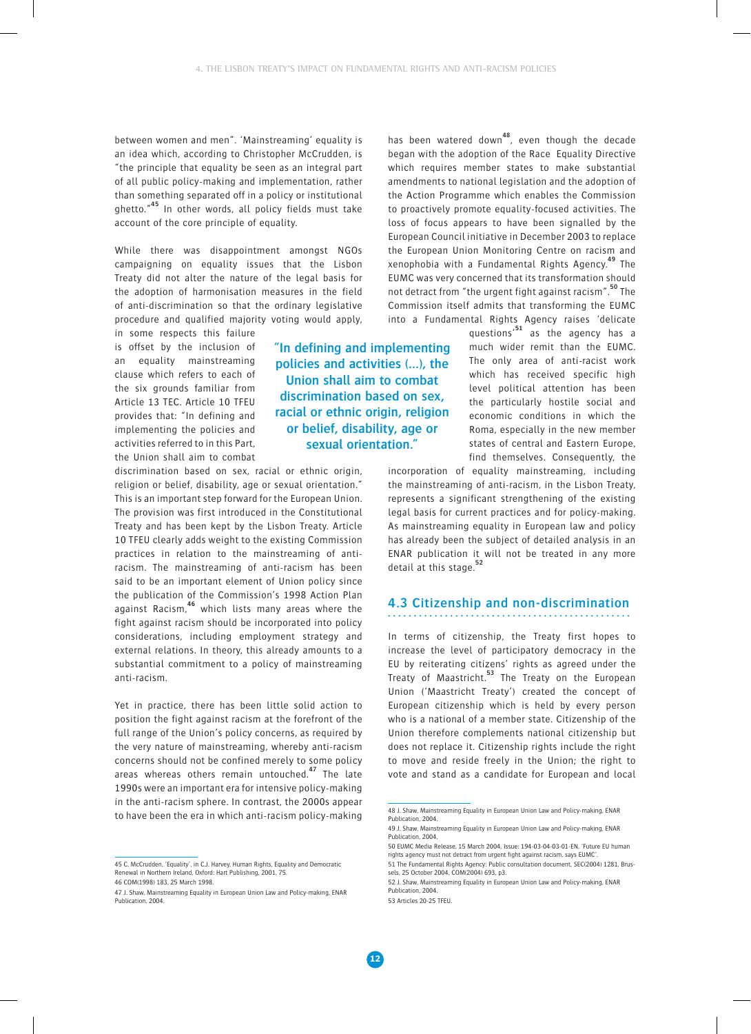between women and men". 'Mainstreaming' equality is an idea which, according to Christopher McCrudden, is "the principle that equality be seen as an integral part of all public policy-making and implementation, rather than something separated off in a policy or institutional ghetto."[45] In other words, all policy fields must take account of the core principle of equality.

While there was disappointment amongst NGOs campaigning on equality issues that the Lisbon Treaty did not alter the nature of the legal basis for the adoption of harmonisation measures in the field of anti-discrimination so that the ordinary legislative procedure and qualified majority voting would apply, in some respects this failure is offset by the inclusion of an equality mainstreaming clause which refers to each of the six grounds familiar from Article 13 TEC. Article 10 TFEU provides that: "In defining and implementing the policies and activities referred to in this Part, the Union shall aim to combat discrimination based on sex, racial or ethnic origin, religion or belief, disability, age or sexual orientation." This is an important step forward for the European Union. The provision was first introduced in the Constitutional Treaty and has been kept by the Lisbon Treaty. Article 10 TFEU clearly adds weight to the existing Commission practices in relation to the mainstreaming of anti-racism. The mainstreaming of anti-racism has been said to be an important element of Union policy since the publication of the Commission's 1998 Action Plan against Racism,[46] which lists many areas where the fight against racism should be incorporated into policy considerations, including employment strategy and external relations. In theory, this already amounts to a substantial commitment to a policy of mainstreaming anti-racism.

**"In defining and implementing policies and activities (...), the Union shall aim to combat discrimination based on sex, racial or ethnic origin, religion or belief, disability, age or sexual orientation."**

Yet in practice, there has been little solid action to position the fight against racism at the forefront of the full range of the Union's policy concerns, as required by the very nature of mainstreaming, whereby anti-racism concerns should not be confined merely to some policy areas whereas others remain untouched.[47] The late 1990s were an important era for intensive policy-making in the anti-racism sphere. In contrast, the 2000s appear to have been the era in which anti-racism policy-making has been watered down[48], even though the decade began with the adoption of the Race Equality Directive which requires member states to make substantial amendments to national legislation and the adoption of the Action Programme which enables the Commission to proactively promote equality-focused activities. The loss of focus appears to have been signalled by the European Council initiative in December 2003 to replace the European Union Monitoring Centre on racism and xenophobia with a Fundamental Rights Agency.[49] The EUMC was very concerned that its transformation should not detract from "the urgent fight against racism".[50] The Commission itself admits that transforming the EUMC into a Fundamental Rights Agency raises 'delicate questions'[51] as the agency has a much wider remit than the EUMC. The only area of anti-racist work which has received specific high level political attention has been the particularly hostile social and economic conditions in which the Roma, especially in the new member states of central and Eastern Europe, find themselves. Consequently, the incorporation of equality mainstreaming, including the mainstreaming of anti-racism, in the Lisbon Treaty, represents a significant strengthening of the existing legal basis for current practices and for policy-making. As mainstreaming equality in European law and policy has already been the subject of detailed analysis in an ENAR publication it will not be treated in any more detail at this stage.[52]

## 4.3 Citizenship and non-discrimination

In terms of citizenship, the Treaty first hopes to increase the level of participatory democracy in the EU by reiterating citizens' rights as agreed under the Treaty of Maastricht.[53] The Treaty on the European Union ('Maastricht Treaty') created the concept of European citizenship which is held by every person who is a national of a member state. Citizenship of the Union therefore complements national citizenship but does not replace it. Citizenship rights include the right to move and reside freely in the Union; the right to vote and stand as a candidate for European and local

---

45 C. McCrudden, 'Equality', in C.J. Harvey, Human Rights, Equality and Democratic Renewal in Northern Ireland, Oxford: Hart Publishing, 2001, 75.

46 COM(1998) 183, 25 March 1998.

47 J. Shaw, Mainstreaming Equality in European Union Law and Policy-making, ENAR Publication, 2004.

48 J. Shaw, Mainstreaming Equality in European Union Law and Policy-making, ENAR Publication, 2004.

49 J. Shaw, Mainstreaming Equality in European Union Law and Policy-making, ENAR Publication, 2004.

50 EUMC Media Release, 15 March 2004, Issue: 194-03-04-03-01-EN, 'Future EU human rights agency must not detract from urgent fight against racism, says EUMC'.

51 The Fundamental Rights Agency: Public consultation document, SEC(2004) 1281, Brussels, 25 October 2004, COM(2004) 693, p3.

52 J. Shaw, Mainstreaming Equality in European Union Law and Policy-making, ENAR Publication, 2004.

53 Articles 20-25 TFEU.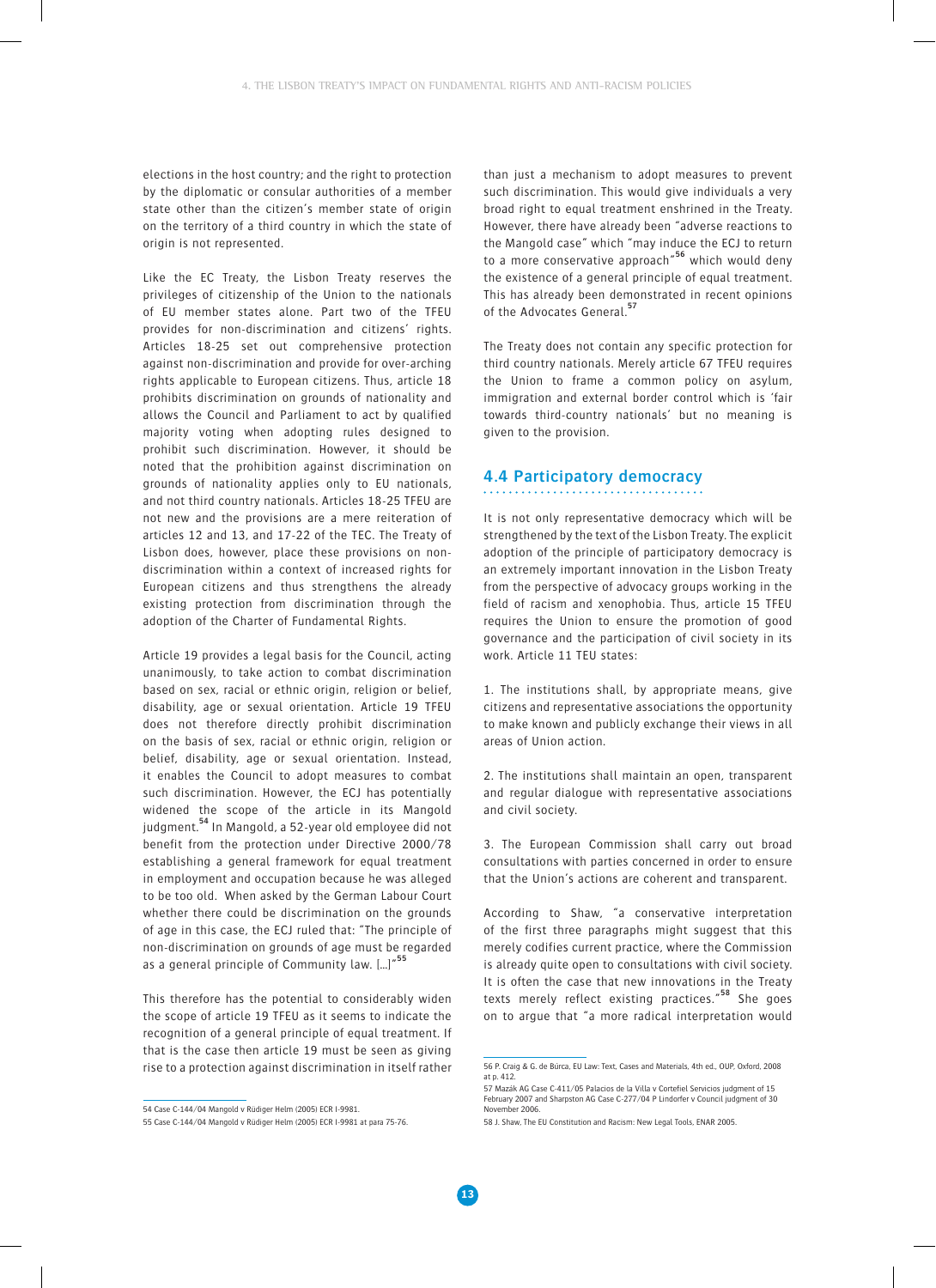elections in the host country; and the right to protection by the diplomatic or consular authorities of a member state other than the citizen's member state of origin on the territory of a third country in which the state of origin is not represented.

Like the EC Treaty, the Lisbon Treaty reserves the privileges of citizenship of the Union to the nationals of EU member states alone. Part two of the TFEU provides for non-discrimination and citizens' rights. Articles 18-25 set out comprehensive protection against non-discrimination and provide for over-arching rights applicable to European citizens. Thus, article 18 prohibits discrimination on grounds of nationality and allows the Council and Parliament to act by qualified majority voting when adopting rules designed to prohibit such discrimination. However, it should be noted that the prohibition against discrimination on grounds of nationality applies only to EU nationals, and not third country nationals. Articles 18-25 TFEU are not new and the provisions are a mere reiteration of articles 12 and 13, and 17-22 of the TEC. The Treaty of Lisbon does, however, place these provisions on non-discrimination within a context of increased rights for European citizens and thus strengthens the already existing protection from discrimination through the adoption of the Charter of Fundamental Rights.

Article 19 provides a legal basis for the Council, acting unanimously, to take action to combat discrimination based on sex, racial or ethnic origin, religion or belief, disability, age or sexual orientation. Article 19 TFEU does not therefore directly prohibit discrimination on the basis of sex, racial or ethnic origin, religion or belief, disability, age or sexual orientation. Instead, it enables the Council to adopt measures to combat such discrimination. However, the ECJ has potentially widened the scope of the article in its Mangold judgment.[54] In Mangold, a 52-year old employee did not benefit from the protection under Directive 2000/78 establishing a general framework for equal treatment in employment and occupation because he was alleged to be too old. When asked by the German Labour Court whether there could be discrimination on the grounds of age in this case, the ECJ ruled that: "The principle of non-discrimination on grounds of age must be regarded as a general principle of Community law. [...]"[55]

This therefore has the potential to considerably widen the scope of article 19 TFEU as it seems to indicate the recognition of a general principle of equal treatment. If that is the case then article 19 must be seen as giving rise to a protection against discrimination in itself rather than just a mechanism to adopt measures to prevent such discrimination. This would give individuals a very broad right to equal treatment enshrined in the Treaty. However, there have already been "adverse reactions to the Mangold case" which "may induce the ECJ to return to a more conservative approach"[56] which would deny the existence of a general principle of equal treatment. This has already been demonstrated in recent opinions of the Advocates General.[57]

The Treaty does not contain any specific protection for third country nationals. Merely article 67 TFEU requires the Union to frame a common policy on asylum, immigration and external border control which is 'fair towards third-country nationals' but no meaning is given to the provision.

## 4.4 Participatory democracy

It is not only representative democracy which will be strengthened by the text of the Lisbon Treaty. The explicit adoption of the principle of participatory democracy is an extremely important innovation in the Lisbon Treaty from the perspective of advocacy groups working in the field of racism and xenophobia. Thus, article 15 TFEU requires the Union to ensure the promotion of good governance and the participation of civil society in its work. Article 11 TEU states:

1. The institutions shall, by appropriate means, give citizens and representative associations the opportunity to make known and publicly exchange their views in all areas of Union action.

2. The institutions shall maintain an open, transparent and regular dialogue with representative associations and civil society.

3. The European Commission shall carry out broad consultations with parties concerned in order to ensure that the Union's actions are coherent and transparent.

According to Shaw, "a conservative interpretation of the first three paragraphs might suggest that this merely codifies current practice, where the Commission is already quite open to consultations with civil society. It is often the case that new innovations in the Treaty texts merely reflect existing practices."[58] She goes on to argue that "a more radical interpretation would

---

54 Case C-144/04 Mangold v Rüdiger Helm (2005) ECR I-9981.

55 Case C-144/04 Mangold v Rüdiger Helm (2005) ECR I-9981 at para 75-76.

56 P. Craig & G. de Búrca, EU Law: Text, Cases and Materials, 4th ed., OUP, Oxford, 2008 at p. 412.

57 Mazák AG Case C-411/05 Palacios de la Villa v Cortefiel Servicios judgment of 15 February 2007 and Sharpston AG Case C-277/04 P Lindorfer v Council judgment of 30 November 2006.

58 J. Shaw, The EU Constitution and Racism: New Legal Tools, ENAR 2005.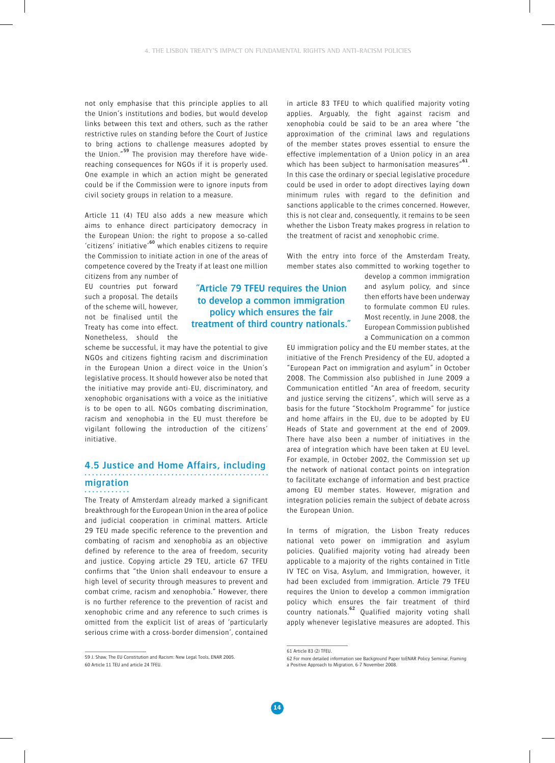not only emphasise that this principle applies to all the Union's institutions and bodies, but would develop links between this text and others, such as the rather restrictive rules on standing before the Court of Justice to bring actions to challenge measures adopted by the Union."[59] The provision may therefore have wide-reaching consequences for NGOs if it is properly used. One example in which an action might be generated could be if the Commission were to ignore inputs from civil society groups in relation to a measure.

Article 11 (4) TEU also adds a new measure which aims to enhance direct participatory democracy in the European Union: the right to propose a so-called 'citizens' initiative'[60] which enables citizens to require the Commission to initiate action in one of the areas of competence covered by the Treaty if at least one million citizens from any number of EU countries put forward such a proposal. The details of the scheme will, however, not be finalised until the Treaty has come into effect. Nonetheless, should the scheme be successful, it may have the potential to give NGOs and citizens fighting racism and discrimination in the European Union a direct voice in the Union's legislative process. It should however also be noted that the initiative may provide anti-EU, discriminatory, and xenophobic organisations with a voice as the initiative is to be open to all. NGOs combating discrimination, racism and xenophobia in the EU must therefore be vigilant following the introduction of the citizens' initiative.

## 4.5 Justice and Home Affairs, including migration

The Treaty of Amsterdam already marked a significant breakthrough for the European Union in the area of police and judicial cooperation in criminal matters. Article 29 TEU made specific reference to the prevention and combating of racism and xenophobia as an objective defined by reference to the area of freedom, security and justice. Copying article 29 TEU, article 67 TFEU confirms that "the Union shall endeavour to ensure a high level of security through measures to prevent and combat crime, racism and xenophobia." However, there is no further reference to the prevention of racist and xenophobic crime and any reference to such crimes is omitted from the explicit list of areas of 'particularly serious crime with a cross-border dimension', contained in article 83 TFEU to which qualified majority voting applies. Arguably, the fight against racism and xenophobia could be said to be an area where "the approximation of the criminal laws and regulations of the member states proves essential to ensure the effective implementation of a Union policy in an area which has been subject to harmonisation measures"[61]. In this case the ordinary or special legislative procedure could be used in order to adopt directives laying down minimum rules with regard to the definition and sanctions applicable to the crimes concerned. However, this is not clear and, consequently, it remains to be seen whether the Lisbon Treaty makes progress in relation to the treatment of racist and xenophobic crime.

With the entry into force of the Amsterdam Treaty, member states also committed to working together to develop a common immigration and asylum policy, and since then efforts have been underway to formulate common EU rules. Most recently, in June 2008, the European Commission published a Communication on a common EU immigration policy and the EU member states, at the initiative of the French Presidency of the EU, adopted a "European Pact on immigration and asylum" in October 2008. The Commission also published in June 2009 a Communication entitled "An area of freedom, security and justice serving the citizens", which will serve as a basis for the future "Stockholm Programme" for justice and home affairs in the EU, due to be adopted by EU Heads of State and government at the end of 2009. There have also been a number of initiatives in the area of integration which have been taken at EU level. For example, in October 2002, the Commission set up the network of national contact points on integration to facilitate exchange of information and best practice among EU member states. However, migration and integration policies remain the subject of debate across the European Union.

> "Article 79 TFEU requires the Union to develop a common immigration policy which ensures the fair treatment of third country nationals."

In terms of migration, the Lisbon Treaty reduces national veto power on immigration and asylum policies. Qualified majority voting had already been applicable to a majority of the rights contained in Title IV TEC on Visa, Asylum, and Immigration, however, it had been excluded from immigration. Article 79 TFEU requires the Union to develop a common immigration policy which ensures the fair treatment of third country nationals.[62] Qualified majority voting shall apply whenever legislative measures are adopted. This

---

59 J. Shaw, The EU Constitution and Racism: New Legal Tools, ENAR 2005.

60 Article 11 TEU and article 24 TFEU.

61 Article 83 (2) TFEU.

62 For more detailed information see Background Paper toENAR Policy Seminar, Framing a Positive Approach to Migration, 6-7 November 2008.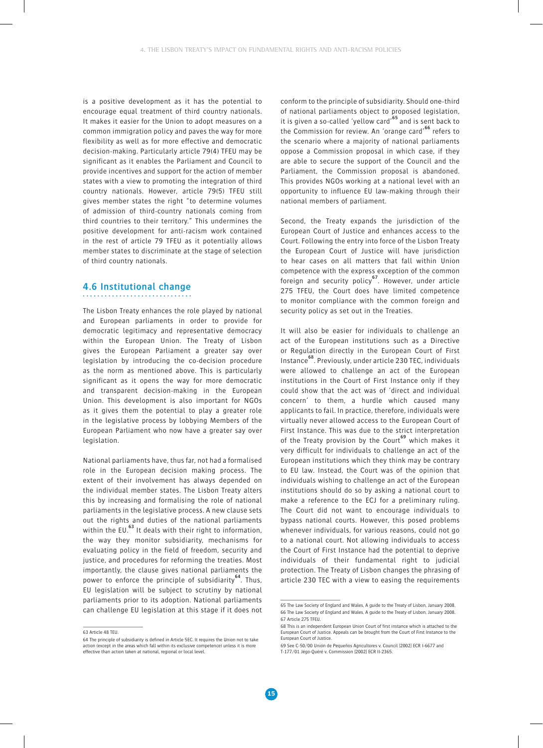is a positive development as it has the potential to encourage equal treatment of third country nationals. It makes it easier for the Union to adopt measures on a common immigration policy and paves the way for more flexibility as well as for more effective and democratic decision-making. Particularly article 79(4) TFEU may be significant as it enables the Parliament and Council to provide incentives and support for the action of member states with a view to promoting the integration of third country nationals. However, article 79(5) TFEU still gives member states the right "to determine volumes of admission of third-country nationals coming from third countries to their territory." This undermines the positive development for anti-racism work contained in the rest of article 79 TFEU as it potentially allows member states to discriminate at the stage of selection of third country nationals.

## 4.6 Institutional change

The Lisbon Treaty enhances the role played by national and European parliaments in order to provide for democratic legitimacy and representative democracy within the European Union. The Treaty of Lisbon gives the European Parliament a greater say over legislation by introducing the co-decision procedure as the norm as mentioned above. This is particularly significant as it opens the way for more democratic and transparent decision-making in the European Union. This development is also important for NGOs as it gives them the potential to play a greater role in the legislative process by lobbying Members of the European Parliament who now have a greater say over legislation.

National parliaments have, thus far, not had a formalised role in the European decision making process. The extent of their involvement has always depended on the individual member states. The Lisbon Treaty alters this by increasing and formalising the role of national parliaments in the legislative process. A new clause sets out the rights and duties of the national parliaments within the EU.[63] It deals with their right to information, the way they monitor subsidiarity, mechanisms for evaluating policy in the field of freedom, security and justice, and procedures for reforming the treaties. Most importantly, the clause gives national parliaments the power to enforce the principle of subsidiarity[64]. Thus, EU legislation will be subject to scrutiny by national parliaments prior to its adoption. National parliaments can challenge EU legislation at this stage if it does not conform to the principle of subsidiarity. Should one-third of national parliaments object to proposed legislation, it is given a so-called 'yellow card'[65] and is sent back to the Commission for review. An 'orange card'[66] refers to the scenario where a majority of national parliaments oppose a Commission proposal in which case, if they are able to secure the support of the Council and the Parliament, the Commission proposal is abandoned. This provides NGOs working at a national level with an opportunity to influence EU law-making through their national members of parliament.

Second, the Treaty expands the jurisdiction of the European Court of Justice and enhances access to the Court. Following the entry into force of the Lisbon Treaty the European Court of Justice will have jurisdiction to hear cases on all matters that fall within Union competence with the express exception of the common foreign and security policy[67]. However, under article 275 TFEU, the Court does have limited competence to monitor compliance with the common foreign and security policy as set out in the Treaties.

It will also be easier for individuals to challenge an act of the European institutions such as a Directive or Regulation directly in the European Court of First Instance[68]. Previously, under article 230 TEC, individuals were allowed to challenge an act of the European institutions in the Court of First Instance only if they could show that the act was of 'direct and individual concern' to them, a hurdle which caused many applicants to fail. In practice, therefore, individuals were virtually never allowed access to the European Court of First Instance. This was due to the strict interpretation of the Treaty provision by the Court[69] which makes it very difficult for individuals to challenge an act of the European institutions which they think may be contrary to EU law. Instead, the Court was of the opinion that individuals wishing to challenge an act of the European institutions should do so by asking a national court to make a reference to the ECJ for a preliminary ruling. The Court did not want to encourage individuals to bypass national courts. However, this posed problems whenever individuals, for various reasons, could not go to a national court. Not allowing individuals to access the Court of First Instance had the potential to deprive individuals of their fundamental right to judicial protection. The Treaty of Lisbon changes the phrasing of article 230 TEC with a view to easing the requirements

---

63 Article 48 TEU.

64 The principle of subsidiarity is defined in Article 5EC. It requires the Union not to take action (except in the areas which fall within its exclusive competence) unless it is more effective than action taken at national, regional or local level.

65 The Law Society of England and Wales, A guide to the Treaty of Lisbon, January 2008.

66 The Law Society of England and Wales, A guide to the Treaty of Lisbon, January 2008.

67 Article 275 TFEU.

68 This is an independent European Union Court of first instance which is attached to the European Court of Justice. Appeals can be brought from the Court of First Instance to the European Court of Justice.

69 See C-50/00 Unión de Pequeños Agricultores v. Council [2002] ECR I-6677 and T-177/01 Jégo-Quéré v. Commission [2002] ECR II-2365.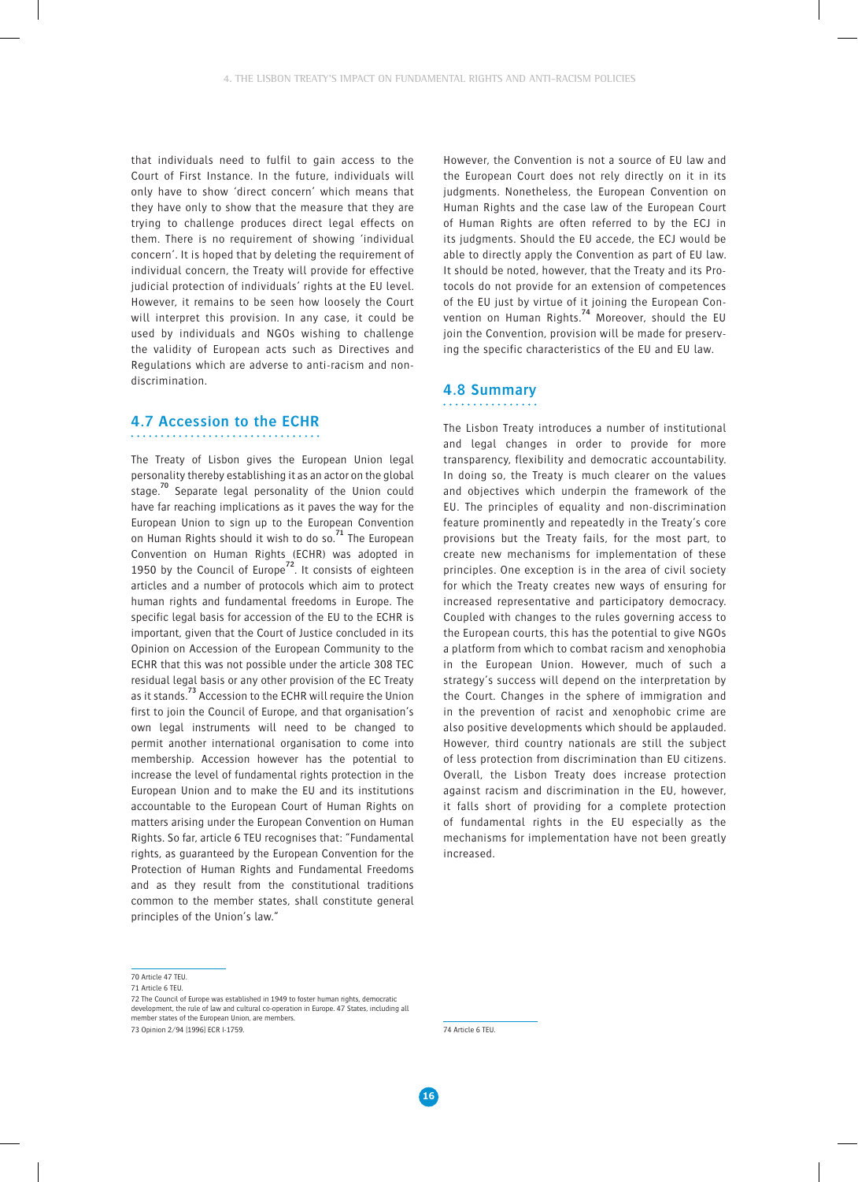that individuals need to fulfil to gain access to the Court of First Instance. In the future, individuals will only have to show 'direct concern' which means that they have only to show that the measure that they are trying to challenge produces direct legal effects on them. There is no requirement of showing 'individual concern'. It is hoped that by deleting the requirement of individual concern, the Treaty will provide for effective judicial protection of individuals' rights at the EU level. However, it remains to be seen how loosely the Court will interpret this provision. In any case, it could be used by individuals and NGOs wishing to challenge the validity of European acts such as Directives and Regulations which are adverse to anti-racism and non-discrimination.

## 4.7 Accession to the ECHR

The Treaty of Lisbon gives the European Union legal personality thereby establishing it as an actor on the global stage.[70] Separate legal personality of the Union could have far reaching implications as it paves the way for the European Union to sign up to the European Convention on Human Rights should it wish to do so.[71] The European Convention on Human Rights (ECHR) was adopted in 1950 by the Council of Europe[72]. It consists of eighteen articles and a number of protocols which aim to protect human rights and fundamental freedoms in Europe. The specific legal basis for accession of the EU to the ECHR is important, given that the Court of Justice concluded in its Opinion on Accession of the European Community to the ECHR that this was not possible under the article 308 TEC residual legal basis or any other provision of the EC Treaty as it stands.[73] Accession to the ECHR will require the Union first to join the Council of Europe, and that organisation's own legal instruments will need to be changed to permit another international organisation to come into membership. Accession however has the potential to increase the level of fundamental rights protection in the European Union and to make the EU and its institutions accountable to the European Court of Human Rights on matters arising under the European Convention on Human Rights. So far, article 6 TEU recognises that: "Fundamental rights, as guaranteed by the European Convention for the Protection of Human Rights and Fundamental Freedoms and as they result from the constitutional traditions common to the member states, shall constitute general principles of the Union's law."

However, the Convention is not a source of EU law and the European Court does not rely directly on it in its judgments. Nonetheless, the European Convention on Human Rights and the case law of the European Court of Human Rights are often referred to by the ECJ in its judgments. Should the EU accede, the ECJ would be able to directly apply the Convention as part of EU law. It should be noted, however, that the Treaty and its Protocols do not provide for an extension of competences of the EU just by virtue of it joining the European Convention on Human Rights.[74] Moreover, should the EU join the Convention, provision will be made for preserving the specific characteristics of the EU and EU law.

## 4.8 Summary

The Lisbon Treaty introduces a number of institutional and legal changes in order to provide for more transparency, flexibility and democratic accountability. In doing so, the Treaty is much clearer on the values and objectives which underpin the framework of the EU. The principles of equality and non-discrimination feature prominently and repeatedly in the Treaty's core provisions but the Treaty fails, for the most part, to create new mechanisms for implementation of these principles. One exception is in the area of civil society for which the Treaty creates new ways of ensuring for increased representative and participatory democracy. Coupled with changes to the rules governing access to the European courts, this has the potential to give NGOs a platform from which to combat racism and xenophobia in the European Union. However, much of such a strategy's success will depend on the interpretation by the Court. Changes in the sphere of immigration and in the prevention of racist and xenophobic crime are also positive developments which should be applauded. However, third country nationals are still the subject of less protection from discrimination than EU citizens. Overall, the Lisbon Treaty does increase protection against racism and discrimination in the EU, however, it falls short of providing for a complete protection of fundamental rights in the EU especially as the mechanisms for implementation have not been greatly increased.

---

70 Article 47 TEU.

71 Article 6 TEU.

72 The Council of Europe was established in 1949 to foster human rights, democratic development, the rule of law and cultural co-operation in Europe. 47 States, including all member states of the European Union, are members.

73 Opinion 2/94 [1996] ECR I-1759.

74 Article 6 TEU.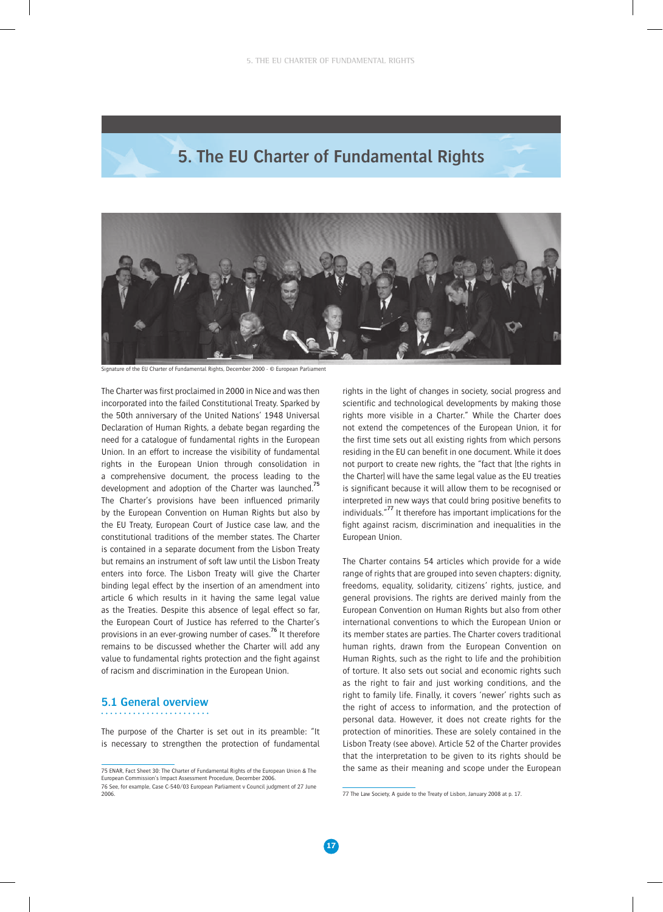# 5. The EU Charter of Fundamental Rights

Signature of the EU Charter of Fundamental Rights, December 2000 - © European Parliament

The Charter was first proclaimed in 2000 in Nice and was then incorporated into the failed Constitutional Treaty. Sparked by the 50th anniversary of the United Nations' 1948 Universal Declaration of Human Rights, a debate began regarding the need for a catalogue of fundamental rights in the European Union. In an effort to increase the visibility of fundamental rights in the European Union through consolidation in a comprehensive document, the process leading to the development and adoption of the Charter was launched.[75] The Charter's provisions have been influenced primarily by the European Convention on Human Rights but also by the EU Treaty, European Court of Justice case law, and the constitutional traditions of the member states. The Charter is contained in a separate document from the Lisbon Treaty but remains an instrument of soft law until the Lisbon Treaty enters into force. The Lisbon Treaty will give the Charter binding legal effect by the insertion of an amendment into article 6 which results in it having the same legal value as the Treaties. Despite this absence of legal effect so far, the European Court of Justice has referred to the Charter's provisions in an ever-growing number of cases.[76] It therefore remains to be discussed whether the Charter will add any value to fundamental rights protection and the fight against of racism and discrimination in the European Union.

## 5.1 General overview

The purpose of the Charter is set out in its preamble: "It is necessary to strengthen the protection of fundamental rights in the light of changes in society, social progress and scientific and technological developments by making those rights more visible in a Charter." While the Charter does not extend the competences of the European Union, it for the first time sets out all existing rights from which persons residing in the EU can benefit in one document. While it does not purport to create new rights, the "fact that [the rights in the Charter] will have the same legal value as the EU treaties is significant because it will allow them to be recognised or interpreted in new ways that could bring positive benefits to individuals."[77] It therefore has important implications for the fight against racism, discrimination and inequalities in the European Union.

The Charter contains 54 articles which provide for a wide range of rights that are grouped into seven chapters: dignity, freedoms, equality, solidarity, citizens' rights, justice, and general provisions. The rights are derived mainly from the European Convention on Human Rights but also from other international conventions to which the European Union or its member states are parties. The Charter covers traditional human rights, drawn from the European Convention on Human Rights, such as the right to life and the prohibition of torture. It also sets out social and economic rights such as the right to fair and just working conditions, and the right to family life. Finally, it covers 'newer' rights such as the right of access to information, and the protection of personal data. However, it does not create rights for the protection of minorities. These are solely contained in the Lisbon Treaty (see above). Article 52 of the Charter provides that the interpretation to be given to its rights should be the same as their meaning and scope under the European

---

75 ENAR, Fact Sheet 30: The Charter of Fundamental Rights of the European Union & The European Commission's Impact Assessment Procedure, December 2006.

76 See, for example, Case C-540/03 European Parliament v Council judgment of 27 June 2006.

77 The Law Society, A guide to the Treaty of Lisbon, January 2008 at p. 17.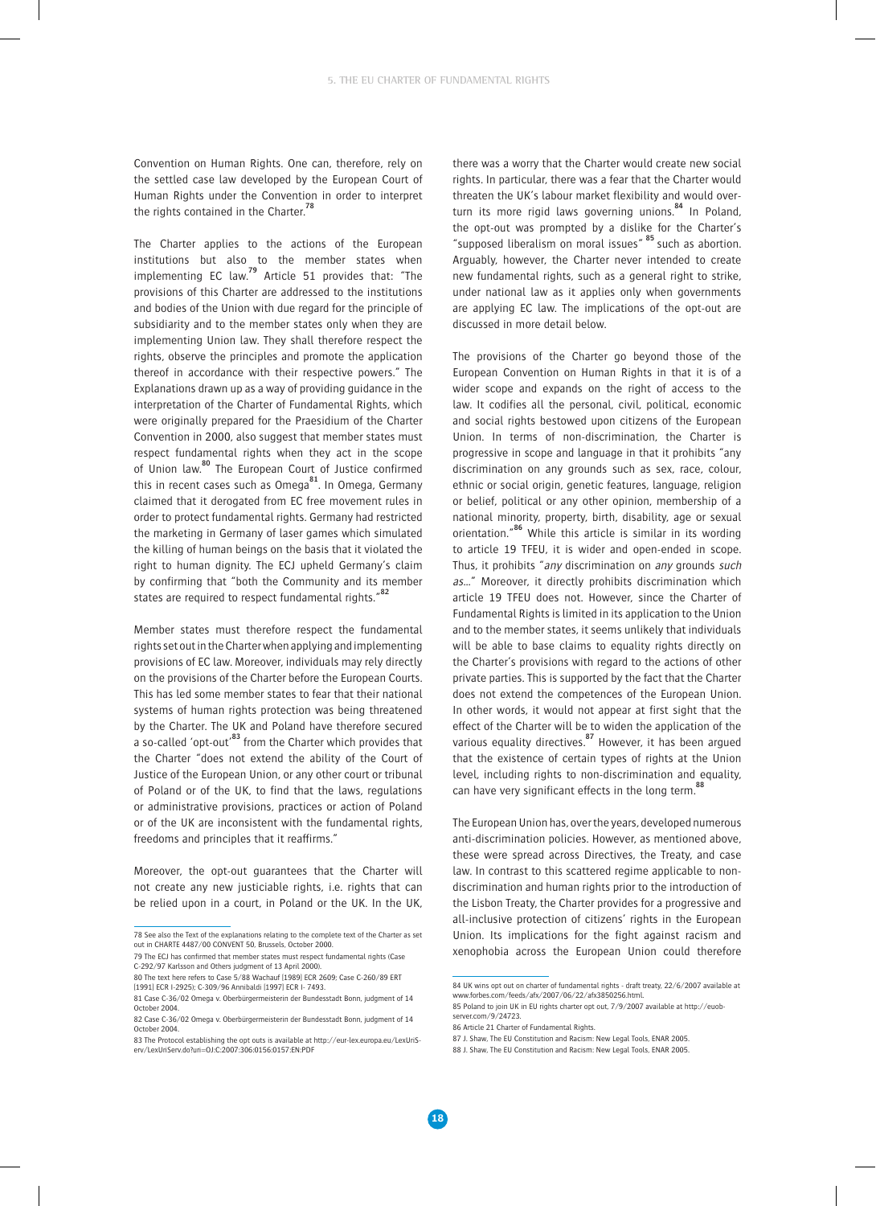Convention on Human Rights. One can, therefore, rely on the settled case law developed by the European Court of Human Rights under the Convention in order to interpret the rights contained in the Charter.[78]

The Charter applies to the actions of the European institutions but also to the member states when implementing EC law.[79] Article 51 provides that: "The provisions of this Charter are addressed to the institutions and bodies of the Union with due regard for the principle of subsidiarity and to the member states only when they are implementing Union law. They shall therefore respect the rights, observe the principles and promote the application thereof in accordance with their respective powers." The Explanations drawn up as a way of providing guidance in the interpretation of the Charter of Fundamental Rights, which were originally prepared for the Praesidium of the Charter Convention in 2000, also suggest that member states must respect fundamental rights when they act in the scope of Union law.[80] The European Court of Justice confirmed this in recent cases such as Omega[81]. In Omega, Germany claimed that it derogated from EC free movement rules in order to protect fundamental rights. Germany had restricted the marketing in Germany of laser games which simulated the killing of human beings on the basis that it violated the right to human dignity. The ECJ upheld Germany's claim by confirming that "both the Community and its member states are required to respect fundamental rights."[82]

Member states must therefore respect the fundamental rights set out in the Charter when applying and implementing provisions of EC law. Moreover, individuals may rely directly on the provisions of the Charter before the European Courts. This has led some member states to fear that their national systems of human rights protection was being threatened by the Charter. The UK and Poland have therefore secured a so-called 'opt-out'[83] from the Charter which provides that the Charter "does not extend the ability of the Court of Justice of the European Union, or any other court or tribunal of Poland or of the UK, to find that the laws, regulations or administrative provisions, practices or action of Poland or of the UK are inconsistent with the fundamental rights, freedoms and principles that it reaffirms."

Moreover, the opt-out guarantees that the Charter will not create any new justiciable rights, i.e. rights that can be relied upon in a court, in Poland or the UK. In the UK, there was a worry that the Charter would create new social rights. In particular, there was a fear that the Charter would threaten the UK's labour market flexibility and would overturn its more rigid laws governing unions.[84] In Poland, the opt-out was prompted by a dislike for the Charter's "supposed liberalism on moral issues" [85] such as abortion. Arguably, however, the Charter never intended to create new fundamental rights, such as a general right to strike, under national law as it applies only when governments are applying EC law. The implications of the opt-out are discussed in more detail below.

The provisions of the Charter go beyond those of the European Convention on Human Rights in that it is of a wider scope and expands on the right of access to the law. It codifies all the personal, civil, political, economic and social rights bestowed upon citizens of the European Union. In terms of non-discrimination, the Charter is progressive in scope and language in that it prohibits "any discrimination on any grounds such as sex, race, colour, ethnic or social origin, genetic features, language, religion or belief, political or any other opinion, membership of a national minority, property, birth, disability, age or sexual orientation."[86] While this article is similar in its wording to article 19 TFEU, it is wider and open-ended in scope. Thus, it prohibits "*any* discrimination on *any* grounds *such as*..." Moreover, it directly prohibits discrimination which article 19 TFEU does not. However, since the Charter of Fundamental Rights is limited in its application to the Union and to the member states, it seems unlikely that individuals will be able to base claims to equality rights directly on the Charter's provisions with regard to the actions of other private parties. This is supported by the fact that the Charter does not extend the competences of the European Union. In other words, it would not appear at first sight that the effect of the Charter will be to widen the application of the various equality directives.[87] However, it has been argued that the existence of certain types of rights at the Union level, including rights to non-discrimination and equality, can have very significant effects in the long term.[88]

The European Union has, over the years, developed numerous anti-discrimination policies. However, as mentioned above, these were spread across Directives, the Treaty, and case law. In contrast to this scattered regime applicable to non-discrimination and human rights prior to the introduction of the Lisbon Treaty, the Charter provides for a progressive and all-inclusive protection of citizens' rights in the European Union. Its implications for the fight against racism and xenophobia across the European Union could therefore

---

78 See also the Text of the explanations relating to the complete text of the Charter as set out in CHARTE 4487/00 CONVENT 50, Brussels, October 2000.

79 The ECJ has confirmed that member states must respect fundamental rights (Case C-292/97 Karlsson and Others judgment of 13 April 2000).

80 The text here refers to Case 5/88 Wachauf [1989] ECR 2609; Case C-260/89 ERT [1991] ECR I-2925); C-309/96 Annibaldi [1997] ECR I- 7493.

81 Case C-36/02 Omega v. Oberbürgermeisterin der Bundesstadt Bonn, judgment of 14 October 2004.

82 Case C-36/02 Omega v. Oberbürgermeisterin der Bundesstadt Bonn, judgment of 14 October 2004.

83 The Protocol establishing the opt outs is available at http://eur-lex.europa.eu/LexUriServ/LexUriServ.do?uri=OJ:C:2007:306:0156:0157:EN:PDF

84 UK wins opt out on charter of fundamental rights - draft treaty, 22/6/2007 available at www.forbes.com/feeds/afx/2007/06/22/afx3850256.html.

85 Poland to join UK in EU rights charter opt out, 7/9/2007 available at http://euobserver.com/9/24723.

86 Article 21 Charter of Fundamental Rights.

87 J. Shaw, The EU Constitution and Racism: New Legal Tools, ENAR 2005.

88 J. Shaw, The EU Constitution and Racism: New Legal Tools, ENAR 2005.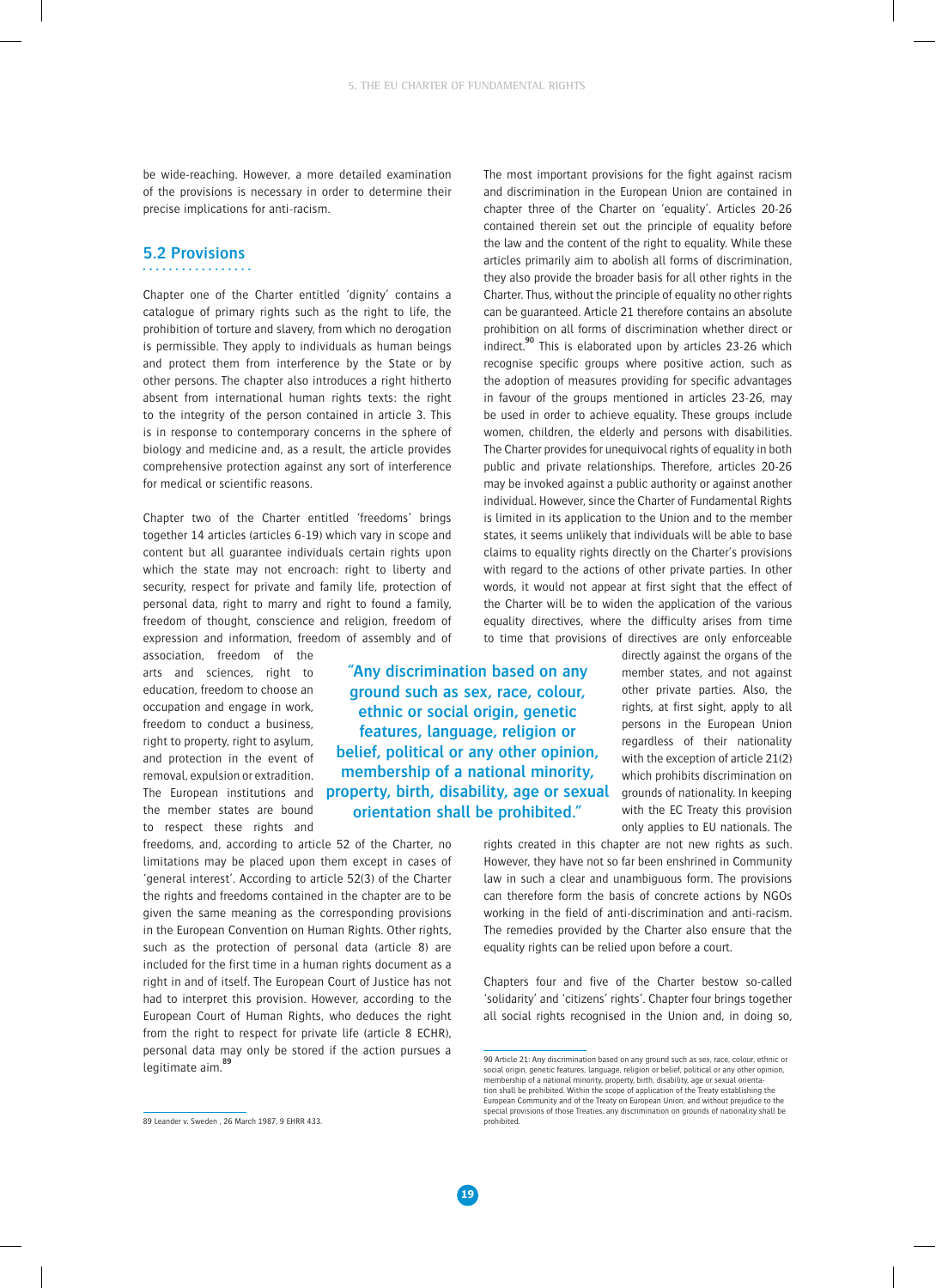be wide-reaching. However, a more detailed examination of the provisions is necessary in order to determine their precise implications for anti-racism.

## 5.2 Provisions

Chapter one of the Charter entitled 'dignity' contains a catalogue of primary rights such as the right to life, the prohibition of torture and slavery, from which no derogation is permissible. They apply to individuals as human beings and protect them from interference by the State or by other persons. The chapter also introduces a right hitherto absent from international human rights texts: the right to the integrity of the person contained in article 3. This is in response to contemporary concerns in the sphere of biology and medicine and, as a result, the article provides comprehensive protection against any sort of interference for medical or scientific reasons.

Chapter two of the Charter entitled 'freedoms' brings together 14 articles (articles 6-19) which vary in scope and content but all guarantee individuals certain rights upon which the state may not encroach: right to liberty and security, respect for private and family life, protection of personal data, right to marry and right to found a family, freedom of thought, conscience and religion, freedom of expression and information, freedom of assembly and of association, freedom of the arts and sciences, right to education, freedom to choose an occupation and engage in work, freedom to conduct a business, right to property, right to asylum, and protection in the event of removal, expulsion or extradition. The European institutions and the member states are bound to respect these rights and freedoms, and, according to article 52 of the Charter, no limitations may be placed upon them except in cases of 'general interest'. According to article 52(3) of the Charter the rights and freedoms contained in the chapter are to be given the same meaning as the corresponding provisions in the European Convention on Human Rights. Other rights, such as the protection of personal data (article 8) are included for the first time in a human rights document as a right in and of itself. The European Court of Justice has not had to interpret this provision. However, according to the European Court of Human Rights, who deduces the right from the right to respect for private life (article 8 ECHR), personal data may only be stored if the action pursues a legitimate aim.[89]

The most important provisions for the fight against racism and discrimination in the European Union are contained in chapter three of the Charter on 'equality'. Articles 20-26 contained therein set out the principle of equality before the law and the content of the right to equality. While these articles primarily aim to abolish all forms of discrimination, they also provide the broader basis for all other rights in the Charter. Thus, without the principle of equality no other rights can be guaranteed. Article 21 therefore contains an absolute prohibition on all forms of discrimination whether direct or indirect.[90] This is elaborated upon by articles 23-26 which recognise specific groups where positive action, such as the adoption of measures providing for specific advantages in favour of the groups mentioned in articles 23-26, may be used in order to achieve equality. These groups include women, children, the elderly and persons with disabilities. The Charter provides for unequivocal rights of equality in both public and private relationships. Therefore, articles 20-26 may be invoked against a public authority or against another individual. However, since the Charter of Fundamental Rights is limited in its application to the Union and to the member states, it seems unlikely that individuals will be able to base claims to equality rights directly on the Charter's provisions with regard to the actions of other private parties. In other words, it would not appear at first sight that the effect of the Charter will be to widen the application of the various equality directives, where the difficulty arises from time to time that provisions of directives are only enforceable directly against the organs of the member states, and not against other private parties. Also, the rights, at first sight, apply to all persons in the European Union regardless of their nationality with the exception of article 21(2) which prohibits discrimination on grounds of nationality. In keeping with the EC Treaty this provision only applies to EU nationals. The rights created in this chapter are not new rights as such. However, they have not so far been enshrined in Community law in such a clear and unambiguous form. The provisions can therefore form the basis of concrete actions by NGOs working in the field of anti-discrimination and anti-racism. The remedies provided by the Charter also ensure that the equality rights can be relied upon before a court.

> **"Any discrimination based on any ground such as sex, race, colour, ethnic or social origin, genetic features, language, religion or belief, political or any other opinion, membership of a national minority, property, birth, disability, age or sexual orientation shall be prohibited."**

Chapters four and five of the Charter bestow so-called 'solidarity' and 'citizens' rights'. Chapter four brings together all social rights recognised in the Union and, in doing so,

---

89 Leander v. Sweden , 26 March 1987, 9 EHRR 433.

90 Article 21: Any discrimination based on any ground such as sex, race, colour, ethnic or social origin, genetic features, language, religion or belief, political or any other opinion, membership of a national minority, property, birth, disability, age or sexual orientation shall be prohibited. Within the scope of application of the Treaty establishing the European Community and of the Treaty on European Union, and without prejudice to the special provisions of those Treaties, any discrimination on grounds of nationality shall be prohibited.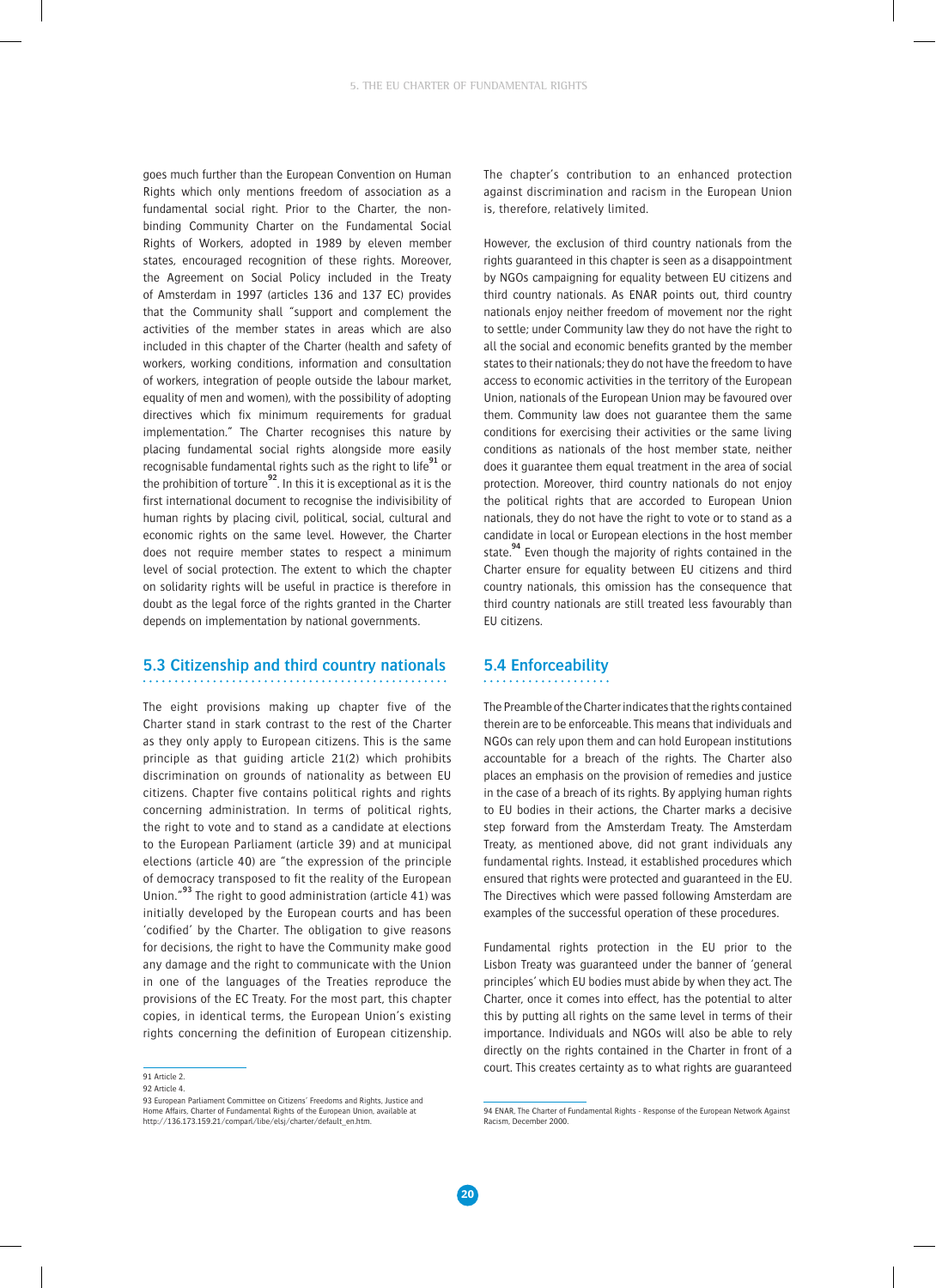goes much further than the European Convention on Human Rights which only mentions freedom of association as a fundamental social right. Prior to the Charter, the non-binding Community Charter on the Fundamental Social Rights of Workers, adopted in 1989 by eleven member states, encouraged recognition of these rights. Moreover, the Agreement on Social Policy included in the Treaty of Amsterdam in 1997 (articles 136 and 137 EC) provides that the Community shall "support and complement the activities of the member states in areas which are also included in this chapter of the Charter (health and safety of workers, working conditions, information and consultation of workers, integration of people outside the labour market, equality of men and women), with the possibility of adopting directives which fix minimum requirements for gradual implementation." The Charter recognises this nature by placing fundamental social rights alongside more easily recognisable fundamental rights such as the right to life[91] or the prohibition of torture[92]. In this it is exceptional as it is the first international document to recognise the indivisibility of human rights by placing civil, political, social, cultural and economic rights on the same level. However, the Charter does not require member states to respect a minimum level of social protection. The extent to which the chapter on solidarity rights will be useful in practice is therefore in doubt as the legal force of the rights granted in the Charter depends on implementation by national governments.

## 5.3 Citizenship and third country nationals

The eight provisions making up chapter five of the Charter stand in stark contrast to the rest of the Charter as they only apply to European citizens. This is the same principle as that guiding article 21(2) which prohibits discrimination on grounds of nationality as between EU citizens. Chapter five contains political rights and rights concerning administration. In terms of political rights, the right to vote and to stand as a candidate at elections to the European Parliament (article 39) and at municipal elections (article 40) are "the expression of the principle of democracy transposed to fit the reality of the European Union."[93] The right to good administration (article 41) was initially developed by the European courts and has been 'codified' by the Charter. The obligation to give reasons for decisions, the right to have the Community make good any damage and the right to communicate with the Union in one of the languages of the Treaties reproduce the provisions of the EC Treaty. For the most part, this chapter copies, in identical terms, the European Union's existing rights concerning the definition of European citizenship. The chapter's contribution to an enhanced protection against discrimination and racism in the European Union is, therefore, relatively limited.

However, the exclusion of third country nationals from the rights guaranteed in this chapter is seen as a disappointment by NGOs campaigning for equality between EU citizens and third country nationals. As ENAR points out, third country nationals enjoy neither freedom of movement nor the right to settle; under Community law they do not have the right to all the social and economic benefits granted by the member states to their nationals; they do not have the freedom to have access to economic activities in the territory of the European Union, nationals of the European Union may be favoured over them. Community law does not guarantee them the same conditions for exercising their activities or the same living conditions as nationals of the host member state, neither does it guarantee them equal treatment in the area of social protection. Moreover, third country nationals do not enjoy the political rights that are accorded to European Union nationals, they do not have the right to vote or to stand as a candidate in local or European elections in the host member state.[94] Even though the majority of rights contained in the Charter ensure for equality between EU citizens and third country nationals, this omission has the consequence that third country nationals are still treated less favourably than EU citizens.

## 5.4 Enforceability

The Preamble of the Charter indicates that the rights contained therein are to be enforceable. This means that individuals and NGOs can rely upon them and can hold European institutions accountable for a breach of the rights. The Charter also places an emphasis on the provision of remedies and justice in the case of a breach of its rights. By applying human rights to EU bodies in their actions, the Charter marks a decisive step forward from the Amsterdam Treaty. The Amsterdam Treaty, as mentioned above, did not grant individuals any fundamental rights. Instead, it established procedures which ensured that rights were protected and guaranteed in the EU. The Directives which were passed following Amsterdam are examples of the successful operation of these procedures.

Fundamental rights protection in the EU prior to the Lisbon Treaty was guaranteed under the banner of 'general principles' which EU bodies must abide by when they act. The Charter, once it comes into effect, has the potential to alter this by putting all rights on the same level in terms of their importance. Individuals and NGOs will also be able to rely directly on the rights contained in the Charter in front of a court. This creates certainty as to what rights are guaranteed

---

91 Article 2.

92 Article 4.

93 European Parliament Committee on Citizens' Freedoms and Rights, Justice and Home Affairs, Charter of Fundamental Rights of the European Union, available at http://136.173.159.21/comparl/libe/elsj/charter/default_en.htm.

94 ENAR, The Charter of Fundamental Rights - Response of the European Network Against Racism, December 2000.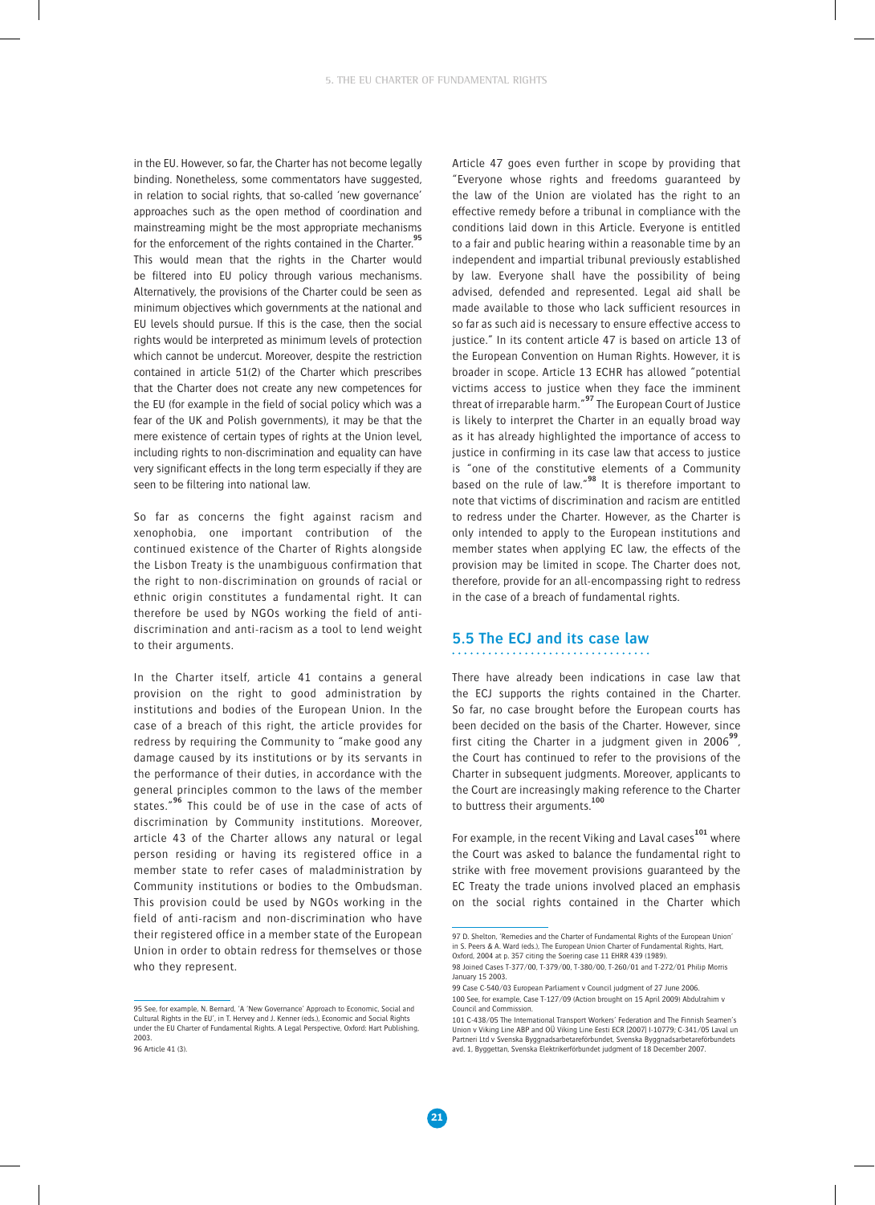in the EU. However, so far, the Charter has not become legally binding. Nonetheless, some commentators have suggested, in relation to social rights, that so-called 'new governance' approaches such as the open method of coordination and mainstreaming might be the most appropriate mechanisms for the enforcement of the rights contained in the Charter.[95] This would mean that the rights in the Charter would be filtered into EU policy through various mechanisms. Alternatively, the provisions of the Charter could be seen as minimum objectives which governments at the national and EU levels should pursue. If this is the case, then the social rights would be interpreted as minimum levels of protection which cannot be undercut. Moreover, despite the restriction contained in article 51(2) of the Charter which prescribes that the Charter does not create any new competences for the EU (for example in the field of social policy which was a fear of the UK and Polish governments), it may be that the mere existence of certain types of rights at the Union level, including rights to non-discrimination and equality can have very significant effects in the long term especially if they are seen to be filtering into national law.

So far as concerns the fight against racism and xenophobia, one important contribution of the continued existence of the Charter of Rights alongside the Lisbon Treaty is the unambiguous confirmation that the right to non-discrimination on grounds of racial or ethnic origin constitutes a fundamental right. It can therefore be used by NGOs working the field of anti-discrimination and anti-racism as a tool to lend weight to their arguments.

In the Charter itself, article 41 contains a general provision on the right to good administration by institutions and bodies of the European Union. In the case of a breach of this right, the article provides for redress by requiring the Community to "make good any damage caused by its institutions or by its servants in the performance of their duties, in accordance with the general principles common to the laws of the member states."[96] This could be of use in the case of acts of discrimination by Community institutions. Moreover, article 43 of the Charter allows any natural or legal person residing or having its registered office in a member state to refer cases of maladministration by Community institutions or bodies to the Ombudsman. This provision could be used by NGOs working in the field of anti-racism and non-discrimination who have their registered office in a member state of the European Union in order to obtain redress for themselves or those who they represent.

Article 47 goes even further in scope by providing that "Everyone whose rights and freedoms guaranteed by the law of the Union are violated has the right to an effective remedy before a tribunal in compliance with the conditions laid down in this Article. Everyone is entitled to a fair and public hearing within a reasonable time by an independent and impartial tribunal previously established by law. Everyone shall have the possibility of being advised, defended and represented. Legal aid shall be made available to those who lack sufficient resources in so far as such aid is necessary to ensure effective access to justice." In its content article 47 is based on article 13 of the European Convention on Human Rights. However, it is broader in scope. Article 13 ECHR has allowed "potential victims access to justice when they face the imminent threat of irreparable harm."[97] The European Court of Justice is likely to interpret the Charter in an equally broad way as it has already highlighted the importance of access to justice in confirming in its case law that access to justice is "one of the constitutive elements of a Community based on the rule of law."[98] It is therefore important to note that victims of discrimination and racism are entitled to redress under the Charter. However, as the Charter is only intended to apply to the European institutions and member states when applying EC law, the effects of the provision may be limited in scope. The Charter does not, therefore, provide for an all-encompassing right to redress in the case of a breach of fundamental rights.

## 5.5 The ECJ and its case law

There have already been indications in case law that the ECJ supports the rights contained in the Charter. So far, no case brought before the European courts has been decided on the basis of the Charter. However, since first citing the Charter in a judgment given in 2006[99], the Court has continued to refer to the provisions of the Charter in subsequent judgments. Moreover, applicants to the Court are increasingly making reference to the Charter to buttress their arguments.[100]

For example, in the recent Viking and Laval cases[101] where the Court was asked to balance the fundamental right to strike with free movement provisions guaranteed by the EC Treaty the trade unions involved placed an emphasis on the social rights contained in the Charter which

---

95 See, for example, N. Bernard, 'A 'New Governance' Approach to Economic, Social and Cultural Rights in the EU', in T. Hervey and J. Kenner (eds.), Economic and Social Rights under the EU Charter of Fundamental Rights. A Legal Perspective, Oxford: Hart Publishing, 2003.

96 Article 41 (3).

97 D. Shelton, 'Remedies and the Charter of Fundamental Rights of the European Union' in S. Peers & A. Ward (eds.), The European Union Charter of Fundamental Rights, Hart, Oxford, 2004 at p. 357 citing the Soering case 11 EHRR 439 (1989).

98 Joined Cases T-377/00, T-379/00, T-380/00, T-260/01 and T-272/01 Philip Morris January 15 2003.

99 Case C-540/03 European Parliament v Council judgment of 27 June 2006.

100 See, for example, Case T-127/09 (Action brought on 15 April 2009) Abdulrahim v Council and Commission.

101 C-438/05 The International Transport Workers' Federation and The Finnish Seamen's Union v Viking Line ABP and OÜ Viking Line Eesti ECR [2007] I-10779; C-341/05 Laval un Partneri Ltd v Svenska Byggnadsarbetareförbundet, Svenska Byggnadsarbetareförbundets avd. 1, Byggettan, Svenska Elektrikerförbundet judgment of 18 December 2007.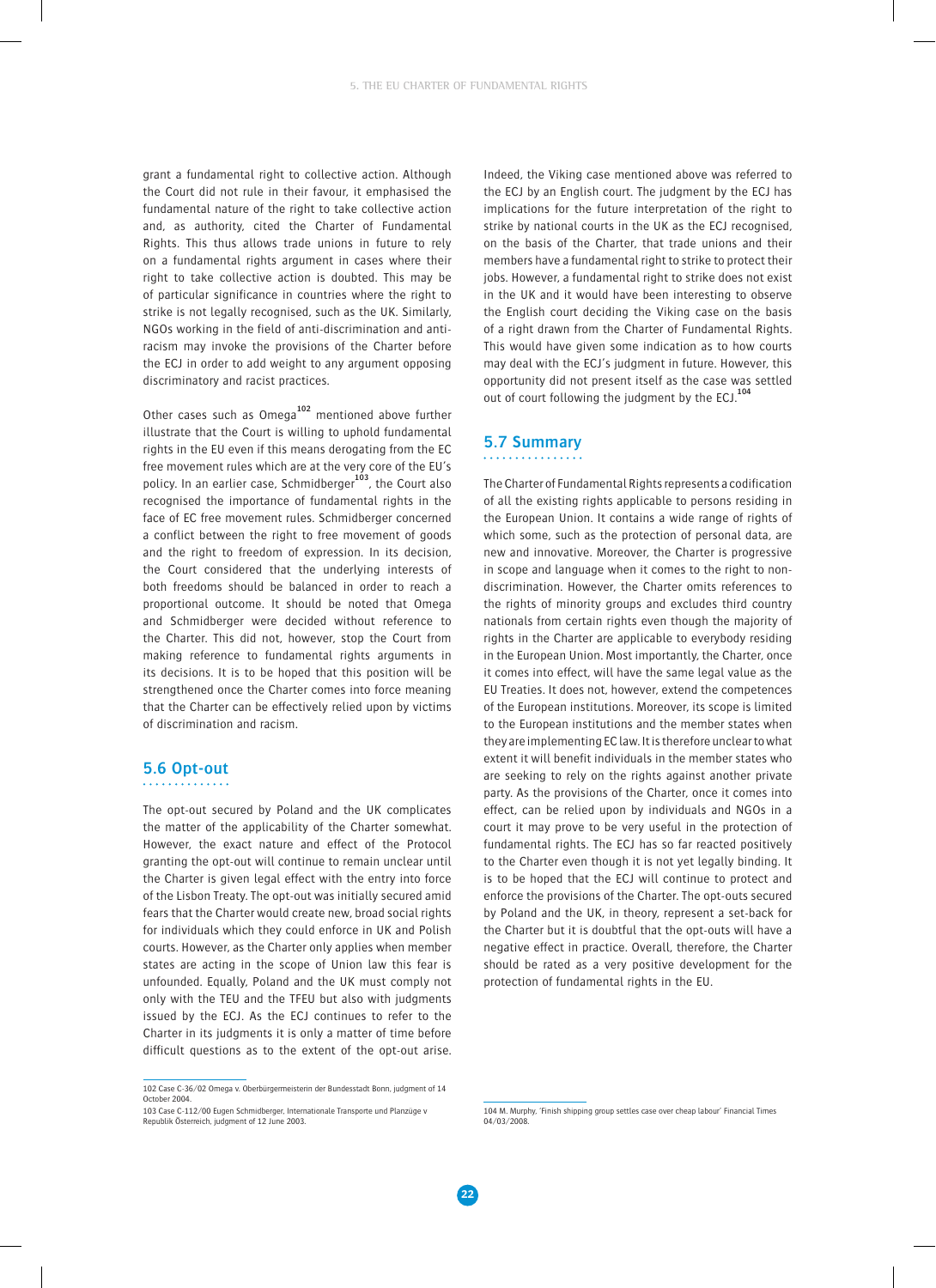grant a fundamental right to collective action. Although the Court did not rule in their favour, it emphasised the fundamental nature of the right to take collective action and, as authority, cited the Charter of Fundamental Rights. This thus allows trade unions in future to rely on a fundamental rights argument in cases where their right to take collective action is doubted. This may be of particular significance in countries where the right to strike is not legally recognised, such as the UK. Similarly, NGOs working in the field of anti-discrimination and anti-racism may invoke the provisions of the Charter before the ECJ in order to add weight to any argument opposing discriminatory and racist practices.

Other cases such as Omega[102] mentioned above further illustrate that the Court is willing to uphold fundamental rights in the EU even if this means derogating from the EC free movement rules which are at the very core of the EU's policy. In an earlier case, Schmidberger[103], the Court also recognised the importance of fundamental rights in the face of EC free movement rules. Schmidberger concerned a conflict between the right to free movement of goods and the right to freedom of expression. In its decision, the Court considered that the underlying interests of both freedoms should be balanced in order to reach a proportional outcome. It should be noted that Omega and Schmidberger were decided without reference to the Charter. This did not, however, stop the Court from making reference to fundamental rights arguments in its decisions. It is to be hoped that this position will be strengthened once the Charter comes into force meaning that the Charter can be effectively relied upon by victims of discrimination and racism.

## 5.6 Opt-out

The opt-out secured by Poland and the UK complicates the matter of the applicability of the Charter somewhat. However, the exact nature and effect of the Protocol granting the opt-out will continue to remain unclear until the Charter is given legal effect with the entry into force of the Lisbon Treaty. The opt-out was initially secured amid fears that the Charter would create new, broad social rights for individuals which they could enforce in UK and Polish courts. However, as the Charter only applies when member states are acting in the scope of Union law this fear is unfounded. Equally, Poland and the UK must comply not only with the TEU and the TFEU but also with judgments issued by the ECJ. As the ECJ continues to refer to the Charter in its judgments it is only a matter of time before difficult questions as to the extent of the opt-out arise. Indeed, the Viking case mentioned above was referred to the ECJ by an English court. The judgment by the ECJ has implications for the future interpretation of the right to strike by national courts in the UK as the ECJ recognised, on the basis of the Charter, that trade unions and their members have a fundamental right to strike to protect their jobs. However, a fundamental right to strike does not exist in the UK and it would have been interesting to observe the English court deciding the Viking case on the basis of a right drawn from the Charter of Fundamental Rights. This would have given some indication as to how courts may deal with the ECJ's judgment in future. However, this opportunity did not present itself as the case was settled out of court following the judgment by the ECJ.[104]

## 5.7 Summary

The Charter of Fundamental Rights represents a codification of all the existing rights applicable to persons residing in the European Union. It contains a wide range of rights of which some, such as the protection of personal data, are new and innovative. Moreover, the Charter is progressive in scope and language when it comes to the right to non-discrimination. However, the Charter omits references to the rights of minority groups and excludes third country nationals from certain rights even though the majority of rights in the Charter are applicable to everybody residing in the European Union. Most importantly, the Charter, once it comes into effect, will have the same legal value as the EU Treaties. It does not, however, extend the competences of the European institutions. Moreover, its scope is limited to the European institutions and the member states when they are implementing EC law. It is therefore unclear to what extent it will benefit individuals in the member states who are seeking to rely on the rights against another private party. As the provisions of the Charter, once it comes into effect, can be relied upon by individuals and NGOs in a court it may prove to be very useful in the protection of fundamental rights. The ECJ has so far reacted positively to the Charter even though it is not yet legally binding. It is to be hoped that the ECJ will continue to protect and enforce the provisions of the Charter. The opt-outs secured by Poland and the UK, in theory, represent a set-back for the Charter but it is doubtful that the opt-outs will have a negative effect in practice. Overall, therefore, the Charter should be rated as a very positive development for the protection of fundamental rights in the EU.

---

102 Case C-36/02 Omega v. Oberbürgermeisterin der Bundesstadt Bonn, judgment of 14 October 2004.

103 Case C-112/00 Eugen Schmidberger, Internationale Transporte und Planzüge v Republik Österreich, judgment of 12 June 2003.

104 M. Murphy, 'Finish shipping group settles case over cheap labour' Financial Times 04/03/2008.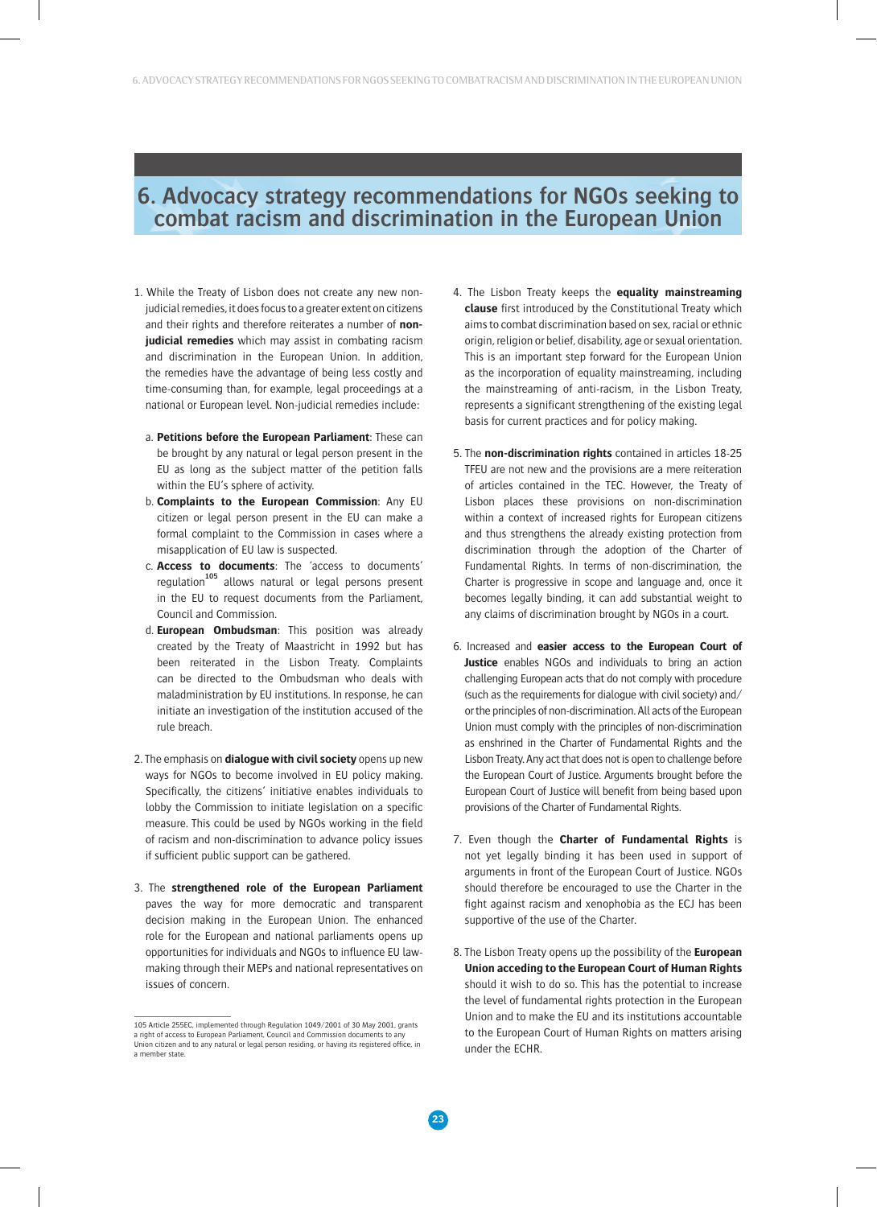# 6. Advocacy strategy recommendations for NGOs seeking to combat racism and discrimination in the European Union

1. While the Treaty of Lisbon does not create any new non-judicial remedies, it does focus to a greater extent on citizens and their rights and therefore reiterates a number of **non-judicial remedies** which may assist in combating racism and discrimination in the European Union. In addition, the remedies have the advantage of being less costly and time-consuming than, for example, legal proceedings at a national or European level. Non-judicial remedies include:

   a. **Petitions before the European Parliament**: These can be brought by any natural or legal person present in the EU as long as the subject matter of the petition falls within the EU's sphere of activity.

   b. **Complaints to the European Commission**: Any EU citizen or legal person present in the EU can make a formal complaint to the Commission in cases where a misapplication of EU law is suspected.

   c. **Access to documents**: The 'access to documents' regulation[105] allows natural or legal persons present in the EU to request documents from the Parliament, Council and Commission.

   d. **European Ombudsman**: This position was already created by the Treaty of Maastricht in 1992 but has been reiterated in the Lisbon Treaty. Complaints can be directed to the Ombudsman who deals with maladministration by EU institutions. In response, he can initiate an investigation of the institution accused of the rule breach.

2. The emphasis on **dialogue with civil society** opens up new ways for NGOs to become involved in EU policy making. Specifically, the citizens' initiative enables individuals to lobby the Commission to initiate legislation on a specific measure. This could be used by NGOs working in the field of racism and non-discrimination to advance policy issues if sufficient public support can be gathered.

3. The **strengthened role of the European Parliament** paves the way for more democratic and transparent decision making in the European Union. The enhanced role for the European and national parliaments opens up opportunities for individuals and NGOs to influence EU law-making through their MEPs and national representatives on issues of concern.

4. The Lisbon Treaty keeps the **equality mainstreaming clause** first introduced by the Constitutional Treaty which aims to combat discrimination based on sex, racial or ethnic origin, religion or belief, disability, age or sexual orientation. This is an important step forward for the European Union as the incorporation of equality mainstreaming, including the mainstreaming of anti-racism, in the Lisbon Treaty, represents a significant strengthening of the existing legal basis for current practices and for policy making.

5. The **non-discrimination rights** contained in articles 18-25 TFEU are not new and the provisions are a mere reiteration of articles contained in the TEC. However, the Treaty of Lisbon places these provisions on non-discrimination within a context of increased rights for European citizens and thus strengthens the already existing protection from discrimination through the adoption of the Charter of Fundamental Rights. In terms of non-discrimination, the Charter is progressive in scope and language and, once it becomes legally binding, it can add substantial weight to any claims of discrimination brought by NGOs in a court.

6. Increased and **easier access to the European Court of Justice** enables NGOs and individuals to bring an action challenging European acts that do not comply with procedure (such as the requirements for dialogue with civil society) and/or the principles of non-discrimination. All acts of the European Union must comply with the principles of non-discrimination as enshrined in the Charter of Fundamental Rights and the Lisbon Treaty. Any act that does not is open to challenge before the European Court of Justice. Arguments brought before the European Court of Justice will benefit from being based upon provisions of the Charter of Fundamental Rights.

7. Even though the **Charter of Fundamental Rights** is not yet legally binding it has been used in support of arguments in front of the European Court of Justice. NGOs should therefore be encouraged to use the Charter in the fight against racism and xenophobia as the ECJ has been supportive of the use of the Charter.

8. The Lisbon Treaty opens up the possibility of the **European Union acceding to the European Court of Human Rights** should it wish to do so. This has the potential to increase the level of fundamental rights protection in the European Union and to make the EU and its institutions accountable to the European Court of Human Rights on matters arising under the ECHR.

---

105 Article 255EC, implemented through Regulation 1049/2001 of 30 May 2001, grants a right of access to European Parliament, Council and Commission documents to any Union citizen and to any natural or legal person residing, or having its registered office, in a member state.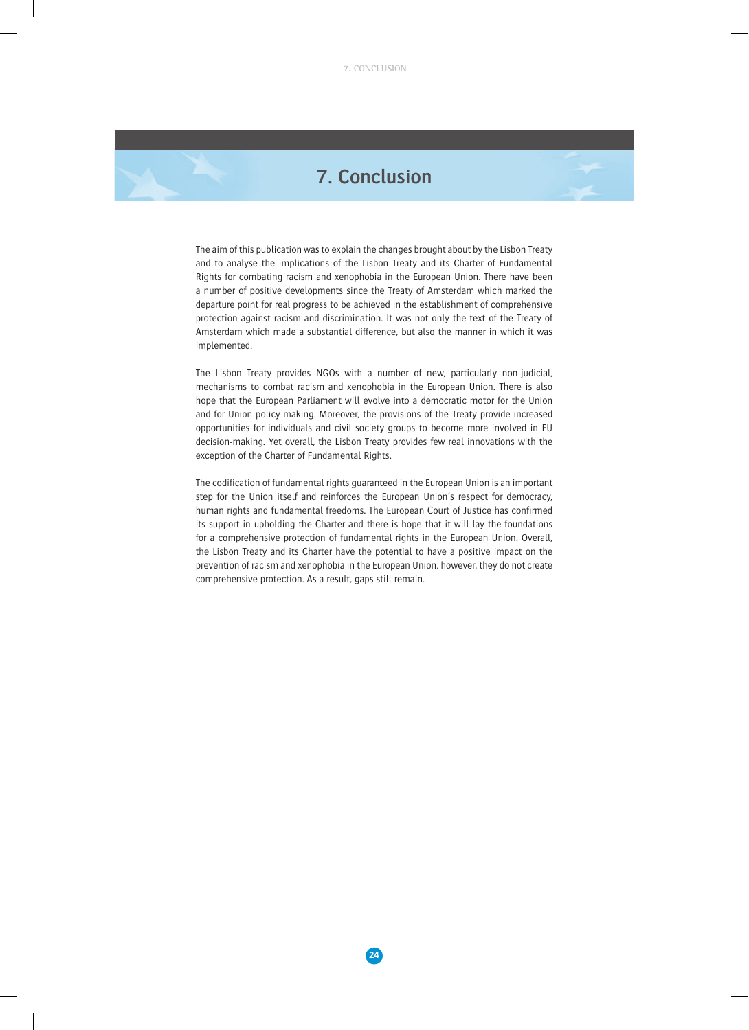# 7. Conclusion

The aim of this publication was to explain the changes brought about by the Lisbon Treaty and to analyse the implications of the Lisbon Treaty and its Charter of Fundamental Rights for combating racism and xenophobia in the European Union. There have been a number of positive developments since the Treaty of Amsterdam which marked the departure point for real progress to be achieved in the establishment of comprehensive protection against racism and discrimination. It was not only the text of the Treaty of Amsterdam which made a substantial difference, but also the manner in which it was implemented.

The Lisbon Treaty provides NGOs with a number of new, particularly non-judicial, mechanisms to combat racism and xenophobia in the European Union. There is also hope that the European Parliament will evolve into a democratic motor for the Union and for Union policy-making. Moreover, the provisions of the Treaty provide increased opportunities for individuals and civil society groups to become more involved in EU decision-making. Yet overall, the Lisbon Treaty provides few real innovations with the exception of the Charter of Fundamental Rights.

The codification of fundamental rights guaranteed in the European Union is an important step for the Union itself and reinforces the European Union's respect for democracy, human rights and fundamental freedoms. The European Court of Justice has confirmed its support in upholding the Charter and there is hope that it will lay the foundations for a comprehensive protection of fundamental rights in the European Union. Overall, the Lisbon Treaty and its Charter have the potential to have a positive impact on the prevention of racism and xenophobia in the European Union, however, they do not create comprehensive protection. As a result, gaps still remain.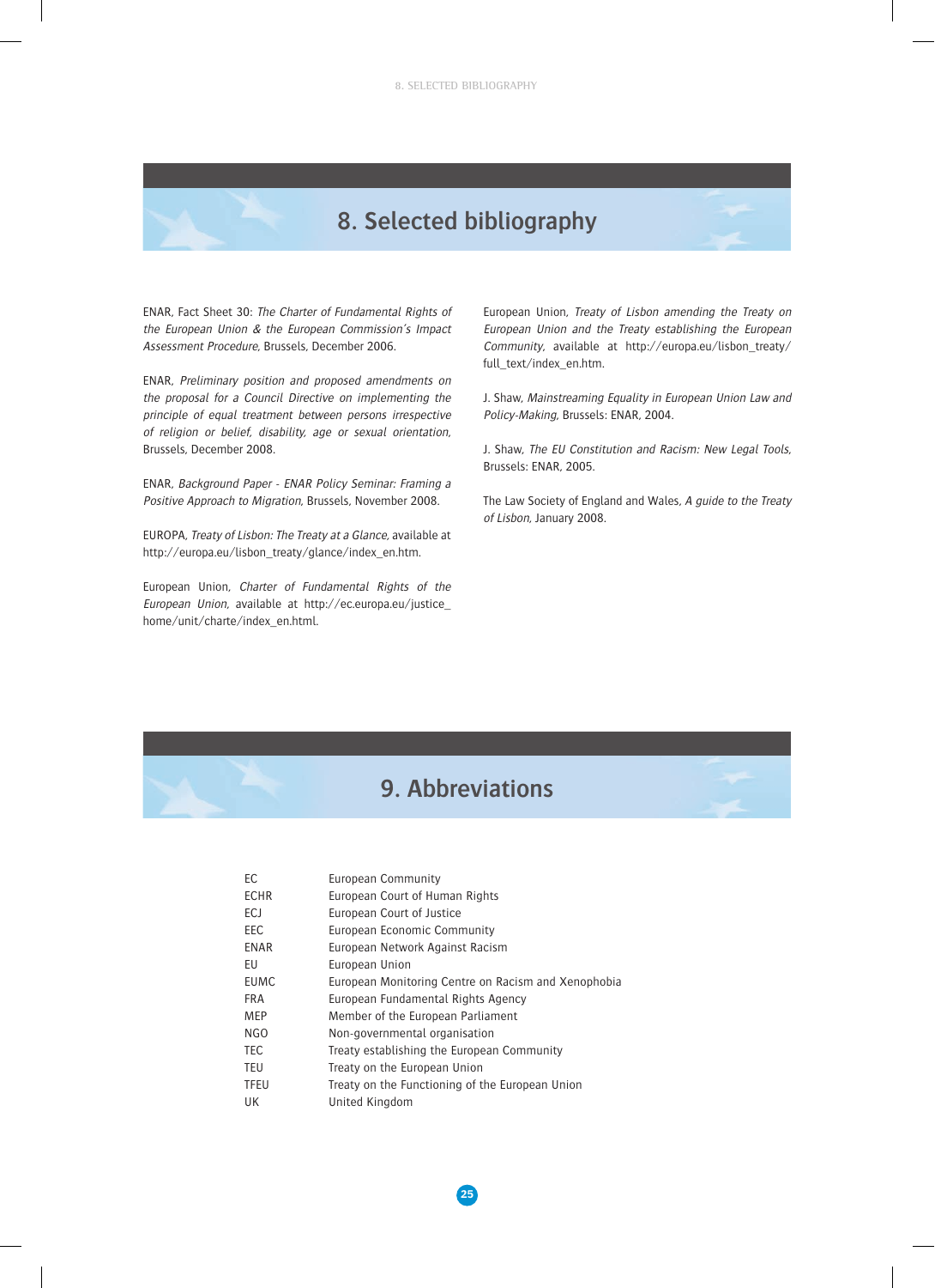# 8. Selected bibliography

ENAR, Fact Sheet 30: *The Charter of Fundamental Rights of the European Union & the European Commission's Impact Assessment Procedure*, Brussels, December 2006.

ENAR, *Preliminary position and proposed amendments on the proposal for a Council Directive on implementing the principle of equal treatment between persons irrespective of religion or belief, disability, age or sexual orientation*, Brussels, December 2008.

ENAR, *Background Paper - ENAR Policy Seminar: Framing a Positive Approach to Migration*, Brussels, November 2008.

EUROPA, *Treaty of Lisbon: The Treaty at a Glance*, available at http://europa.eu/lisbon_treaty/glance/index_en.htm.

European Union, *Charter of Fundamental Rights of the European Union*, available at http://ec.europa.eu/justice_home/unit/charte/index_en.html.

European Union, *Treaty of Lisbon amending the Treaty on European Union and the Treaty establishing the European Community*, available at http://europa.eu/lisbon_treaty/full_text/index_en.htm.

J. Shaw, *Mainstreaming Equality in European Union Law and Policy-Making*, Brussels: ENAR, 2004.

J. Shaw, *The EU Constitution and Racism: New Legal Tools*, Brussels: ENAR, 2005.

The Law Society of England and Wales, *A guide to the Treaty of Lisbon*, January 2008.

# 9. Abbreviations

| | |
|---|---|
| EC | European Community |
| ECHR | European Court of Human Rights |
| ECJ | European Court of Justice |
| EEC | European Economic Community |
| ENAR | European Network Against Racism |
| EU | European Union |
| EUMC | European Monitoring Centre on Racism and Xenophobia |
| FRA | European Fundamental Rights Agency |
| MEP | Member of the European Parliament |
| NGO | Non-governmental organisation |
| TEC | Treaty establishing the European Community |
| TEU | Treaty on the European Union |
| TFEU | Treaty on the Functioning of the European Union |
| UK | United Kingdom |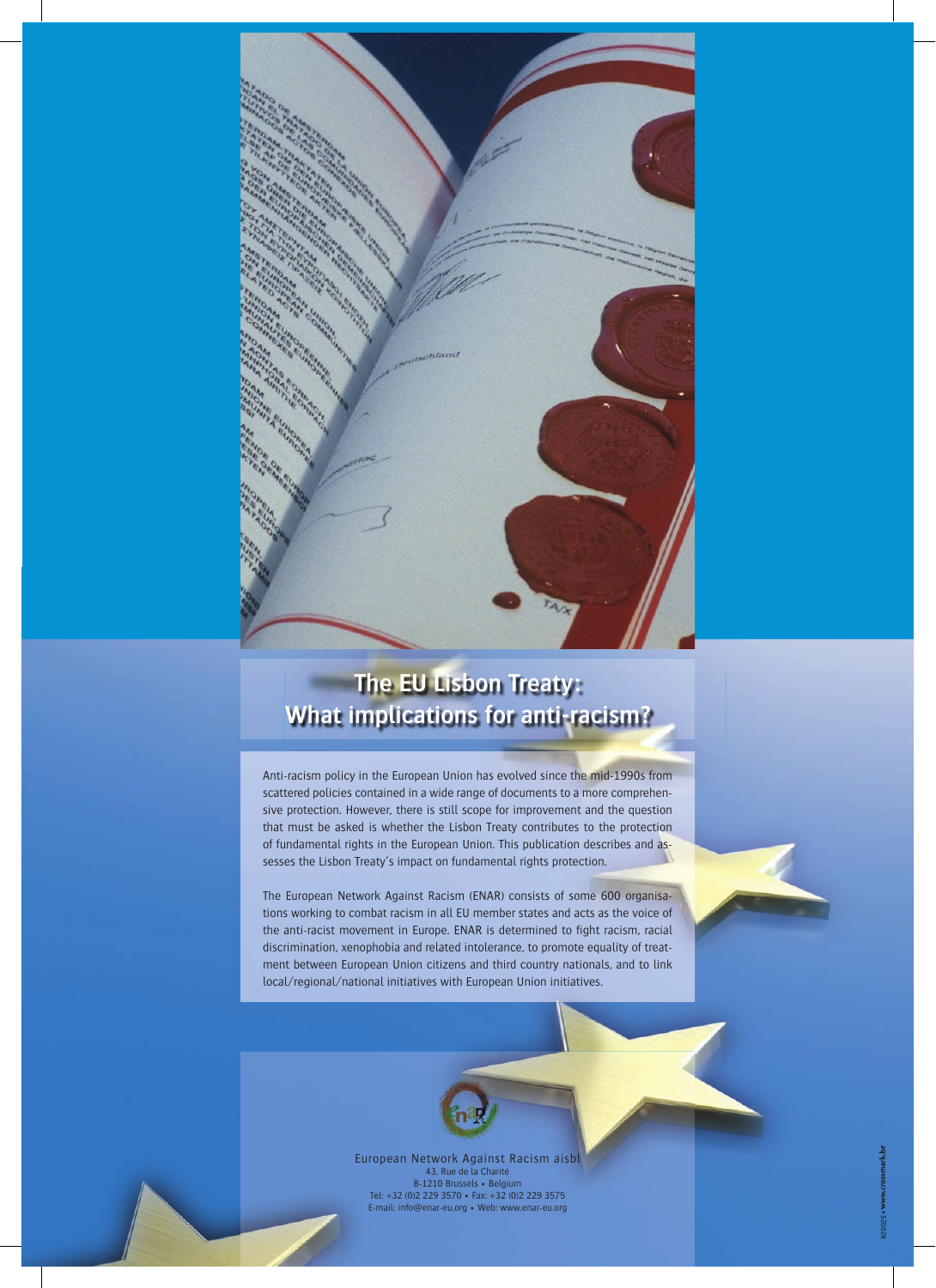# The EU Lisbon Treaty: What implications for anti-racism?

Anti-racism policy in the European Union has evolved since the mid-1990s from scattered policies contained in a wide range of documents to a more comprehensive protection. However, there is still scope for improvement and the question that must be asked is whether the Lisbon Treaty contributes to the protection of fundamental rights in the European Union. This publication describes and assesses the Lisbon Treaty's impact on fundamental rights protection.

The European Network Against Racism (ENAR) consists of some 600 organisations working to combat racism in all EU member states and acts as the voice of the anti-racist movement in Europe. ENAR is determined to fight racism, racial discrimination, xenophobia and related intolerance, to promote equality of treatment between European Union citizens and third country nationals, and to link local/regional/national initiatives with European Union initiatives.

European Network Against Racism aisbl
43, Rue de la Charité
B-1210 Brussels • Belgium
Tel: +32 (0)2 229 3570 • Fax: +32 (0)2 229 3575
E-mail: info@enar-eu.org • Web: www.enar-eu.org

#20025 • www.crossmark.be